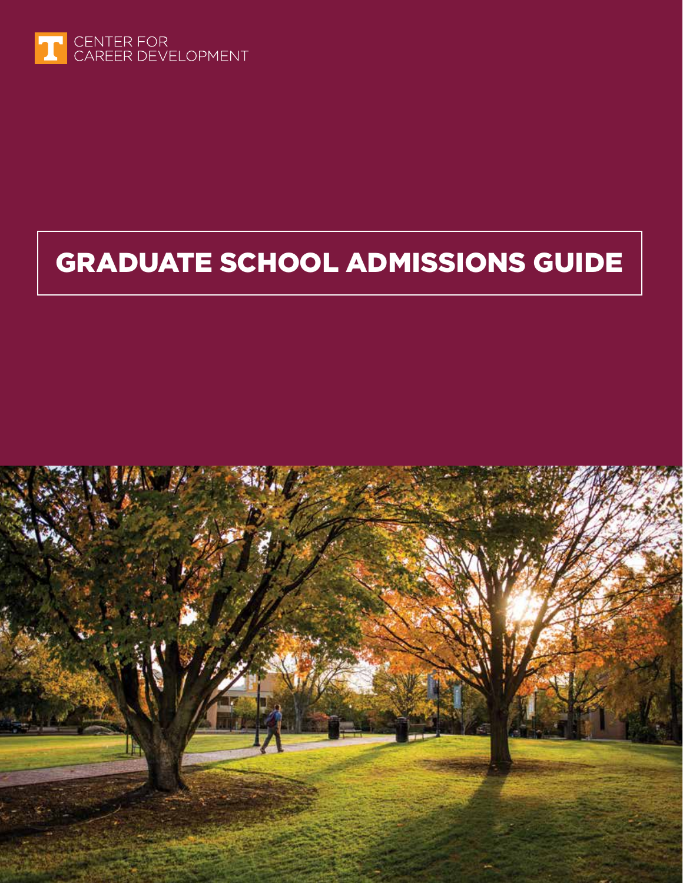CENTER FOR CAREER DEVELOPMENT

# GRADUATE SCHOOL ADMISSIONS GUIDE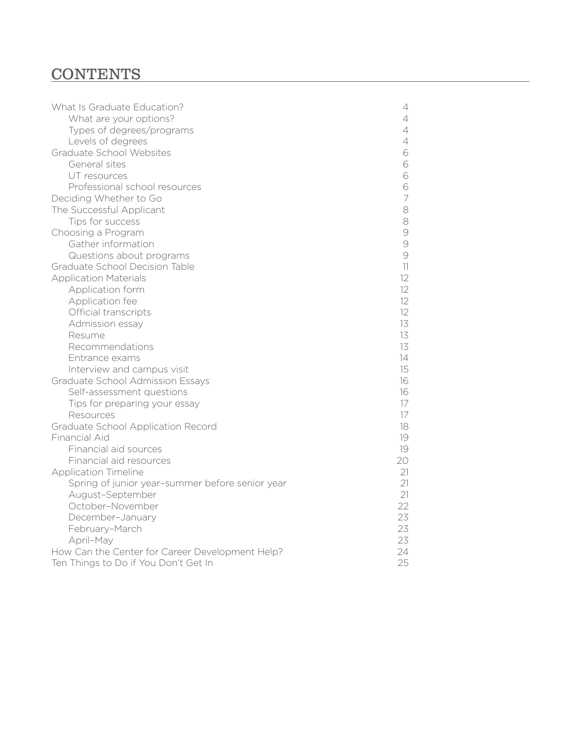# CONTENTS

| | |
|---|---|
| What Is Graduate Education? | 4 |
| &nbsp;&nbsp;&nbsp;&nbsp;What are your options? | 4 |
| &nbsp;&nbsp;&nbsp;&nbsp;Types of degrees/programs | 4 |
| &nbsp;&nbsp;&nbsp;&nbsp;Levels of degrees | 4 |
| Graduate School Websites | 6 |
| &nbsp;&nbsp;&nbsp;&nbsp;General sites | 6 |
| &nbsp;&nbsp;&nbsp;&nbsp;UT resources | 6 |
| &nbsp;&nbsp;&nbsp;&nbsp;Professional school resources | 6 |
| Deciding Whether to Go | 7 |
| The Successful Applicant | 8 |
| &nbsp;&nbsp;&nbsp;&nbsp;Tips for success | 8 |
| Choosing a Program | 9 |
| &nbsp;&nbsp;&nbsp;&nbsp;Gather information | 9 |
| &nbsp;&nbsp;&nbsp;&nbsp;Questions about programs | 9 |
| Graduate School Decision Table | 11 |
| Application Materials | 12 |
| &nbsp;&nbsp;&nbsp;&nbsp;Application form | 12 |
| &nbsp;&nbsp;&nbsp;&nbsp;Application fee | 12 |
| &nbsp;&nbsp;&nbsp;&nbsp;Official transcripts | 12 |
| &nbsp;&nbsp;&nbsp;&nbsp;Admission essay | 13 |
| &nbsp;&nbsp;&nbsp;&nbsp;Resume | 13 |
| &nbsp;&nbsp;&nbsp;&nbsp;Recommendations | 13 |
| &nbsp;&nbsp;&nbsp;&nbsp;Entrance exams | 14 |
| &nbsp;&nbsp;&nbsp;&nbsp;Interview and campus visit | 15 |
| Graduate School Admission Essays | 16 |
| &nbsp;&nbsp;&nbsp;&nbsp;Self-assessment questions | 16 |
| &nbsp;&nbsp;&nbsp;&nbsp;Tips for preparing your essay | 17 |
| &nbsp;&nbsp;&nbsp;&nbsp;Resources | 17 |
| Graduate School Application Record | 18 |
| Financial Aid | 19 |
| &nbsp;&nbsp;&nbsp;&nbsp;Financial aid sources | 19 |
| &nbsp;&nbsp;&nbsp;&nbsp;Financial aid resources | 20 |
| Application Timeline | 21 |
| &nbsp;&nbsp;&nbsp;&nbsp;Spring of junior year–summer before senior year | 21 |
| &nbsp;&nbsp;&nbsp;&nbsp;August–September | 21 |
| &nbsp;&nbsp;&nbsp;&nbsp;October–November | 22 |
| &nbsp;&nbsp;&nbsp;&nbsp;December–January | 23 |
| &nbsp;&nbsp;&nbsp;&nbsp;February–March | 23 |
| &nbsp;&nbsp;&nbsp;&nbsp;April–May | 23 |
| How Can the Center for Career Development Help? | 24 |
| Ten Things to Do if You Don't Get In | 25 |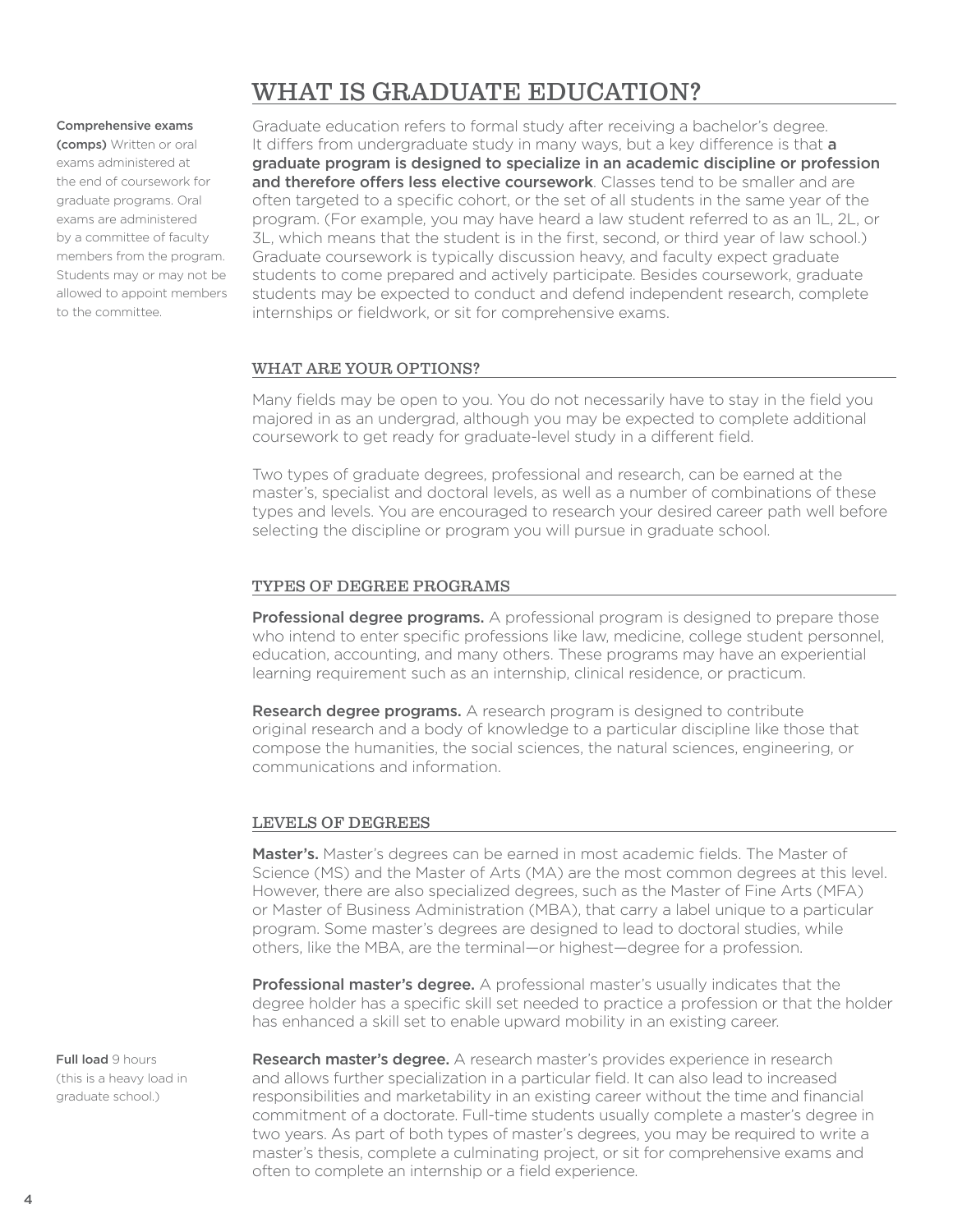# WHAT IS GRADUATE EDUCATION?

Graduate education refers to formal study after receiving a bachelor's degree. It differs from undergraduate study in many ways, but a key difference is that **a graduate program is designed to specialize in an academic discipline or profession and therefore offers less elective coursework**. Classes tend to be smaller and are often targeted to a specific cohort, or the set of all students in the same year of the program. (For example, you may have heard a law student referred to as an 1L, 2L, or 3L, which means that the student is in the first, second, or third year of law school.) Graduate coursework is typically discussion heavy, and faculty expect graduate students to come prepared and actively participate. Besides coursework, graduate students may be expected to conduct and defend independent research, complete internships or fieldwork, or sit for comprehensive exams.

**Comprehensive exams (comps)** Written or oral exams administered at the end of coursework for graduate programs. Oral exams are administered by a committee of faculty members from the program. Students may or may not be allowed to appoint members to the committee.

## WHAT ARE YOUR OPTIONS?

Many fields may be open to you. You do not necessarily have to stay in the field you majored in as an undergrad, although you may be expected to complete additional coursework to get ready for graduate-level study in a different field.

Two types of graduate degrees, professional and research, can be earned at the master's, specialist and doctoral levels, as well as a number of combinations of these types and levels. You are encouraged to research your desired career path well before selecting the discipline or program you will pursue in graduate school.

## TYPES OF DEGREE PROGRAMS

**Professional degree programs.** A professional program is designed to prepare those who intend to enter specific professions like law, medicine, college student personnel, education, accounting, and many others. These programs may have an experiential learning requirement such as an internship, clinical residence, or practicum.

**Research degree programs.** A research program is designed to contribute original research and a body of knowledge to a particular discipline like those that compose the humanities, the social sciences, the natural sciences, engineering, or communications and information.

## LEVELS OF DEGREES

**Master's.** Master's degrees can be earned in most academic fields. The Master of Science (MS) and the Master of Arts (MA) are the most common degrees at this level. However, there are also specialized degrees, such as the Master of Fine Arts (MFA) or Master of Business Administration (MBA), that carry a label unique to a particular program. Some master's degrees are designed to lead to doctoral studies, while others, like the MBA, are the terminal—or highest—degree for a profession.

**Professional master's degree.** A professional master's usually indicates that the degree holder has a specific skill set needed to practice a profession or that the holder has enhanced a skill set to enable upward mobility in an existing career.

**Research master's degree.** A research master's provides experience in research and allows further specialization in a particular field. It can also lead to increased responsibilities and marketability in an existing career without the time and financial commitment of a doctorate. Full-time students usually complete a master's degree in two years. As part of both types of master's degrees, you may be required to write a master's thesis, complete a culminating project, or sit for comprehensive exams and often to complete an internship or a field experience.

**Full load** 9 hours (this is a heavy load in graduate school.)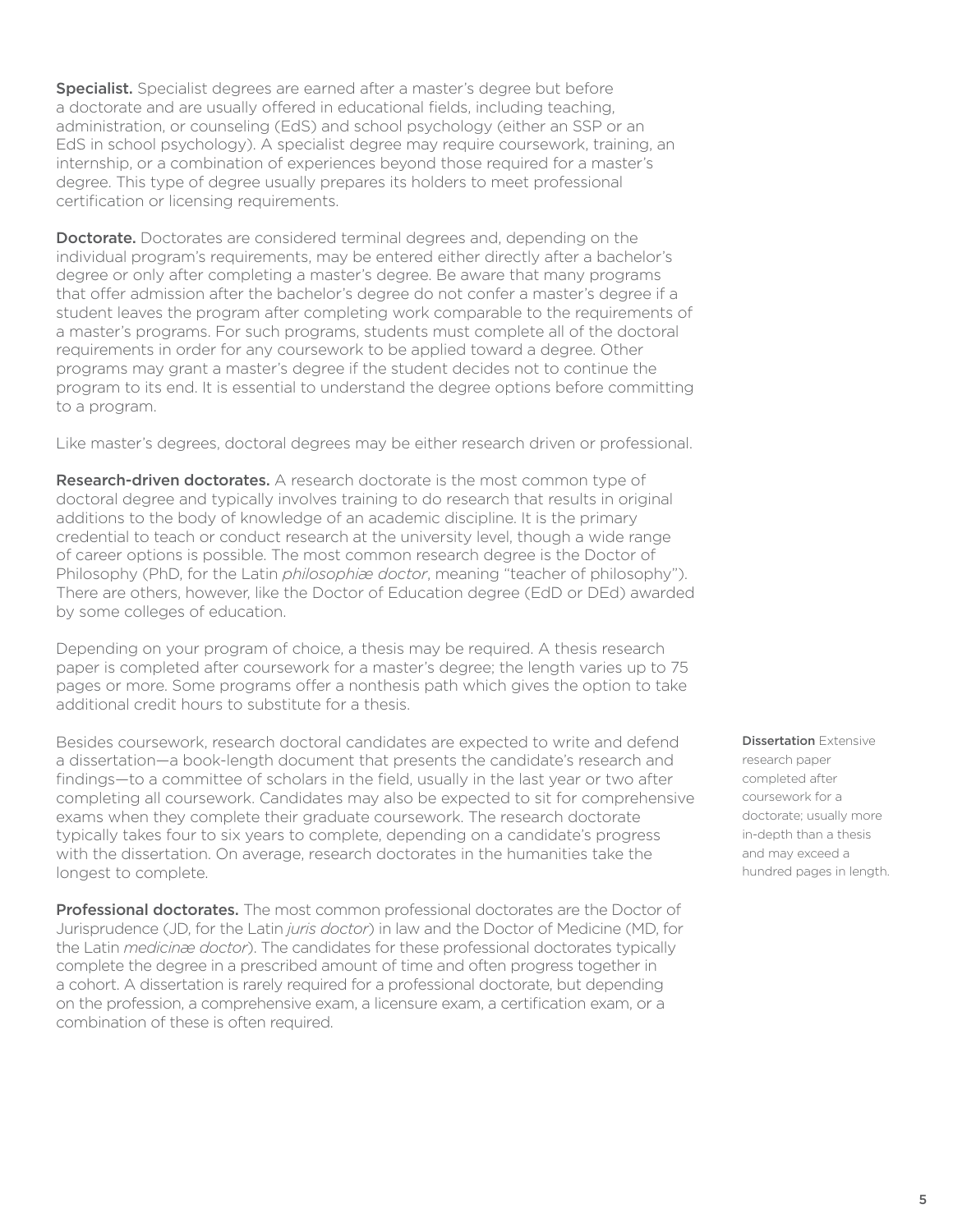**Specialist.** Specialist degrees are earned after a master's degree but before a doctorate and are usually offered in educational fields, including teaching, administration, or counseling (EdS) and school psychology (either an SSP or an EdS in school psychology). A specialist degree may require coursework, training, an internship, or a combination of experiences beyond those required for a master's degree. This type of degree usually prepares its holders to meet professional certification or licensing requirements.

**Doctorate.** Doctorates are considered terminal degrees and, depending on the individual program's requirements, may be entered either directly after a bachelor's degree or only after completing a master's degree. Be aware that many programs that offer admission after the bachelor's degree do not confer a master's degree if a student leaves the program after completing work comparable to the requirements of a master's programs. For such programs, students must complete all of the doctoral requirements in order for any coursework to be applied toward a degree. Other programs may grant a master's degree if the student decides not to continue the program to its end. It is essential to understand the degree options before committing to a program.

Like master's degrees, doctoral degrees may be either research driven or professional.

**Research-driven doctorates.** A research doctorate is the most common type of doctoral degree and typically involves training to do research that results in original additions to the body of knowledge of an academic discipline. It is the primary credential to teach or conduct research at the university level, though a wide range of career options is possible. The most common research degree is the Doctor of Philosophy (PhD, for the Latin *philosophiæ doctor*, meaning "teacher of philosophy"). There are others, however, like the Doctor of Education degree (EdD or DEd) awarded by some colleges of education.

Depending on your program of choice, a thesis may be required. A thesis research paper is completed after coursework for a master's degree; the length varies up to 75 pages or more. Some programs offer a nonthesis path which gives the option to take additional credit hours to substitute for a thesis.

Besides coursework, research doctoral candidates are expected to write and defend a dissertation—a book-length document that presents the candidate's research and findings—to a committee of scholars in the field, usually in the last year or two after completing all coursework. Candidates may also be expected to sit for comprehensive exams when they complete their graduate coursework. The research doctorate typically takes four to six years to complete, depending on a candidate's progress with the dissertation. On average, research doctorates in the humanities take the longest to complete.

**Dissertation** Extensive research paper completed after coursework for a doctorate; usually more in-depth than a thesis and may exceed a hundred pages in length.

**Professional doctorates.** The most common professional doctorates are the Doctor of Jurisprudence (JD, for the Latin *juris doctor*) in law and the Doctor of Medicine (MD, for the Latin *medicinæ doctor*). The candidates for these professional doctorates typically complete the degree in a prescribed amount of time and often progress together in a cohort. A dissertation is rarely required for a professional doctorate, but depending on the profession, a comprehensive exam, a licensure exam, a certification exam, or a combination of these is often required.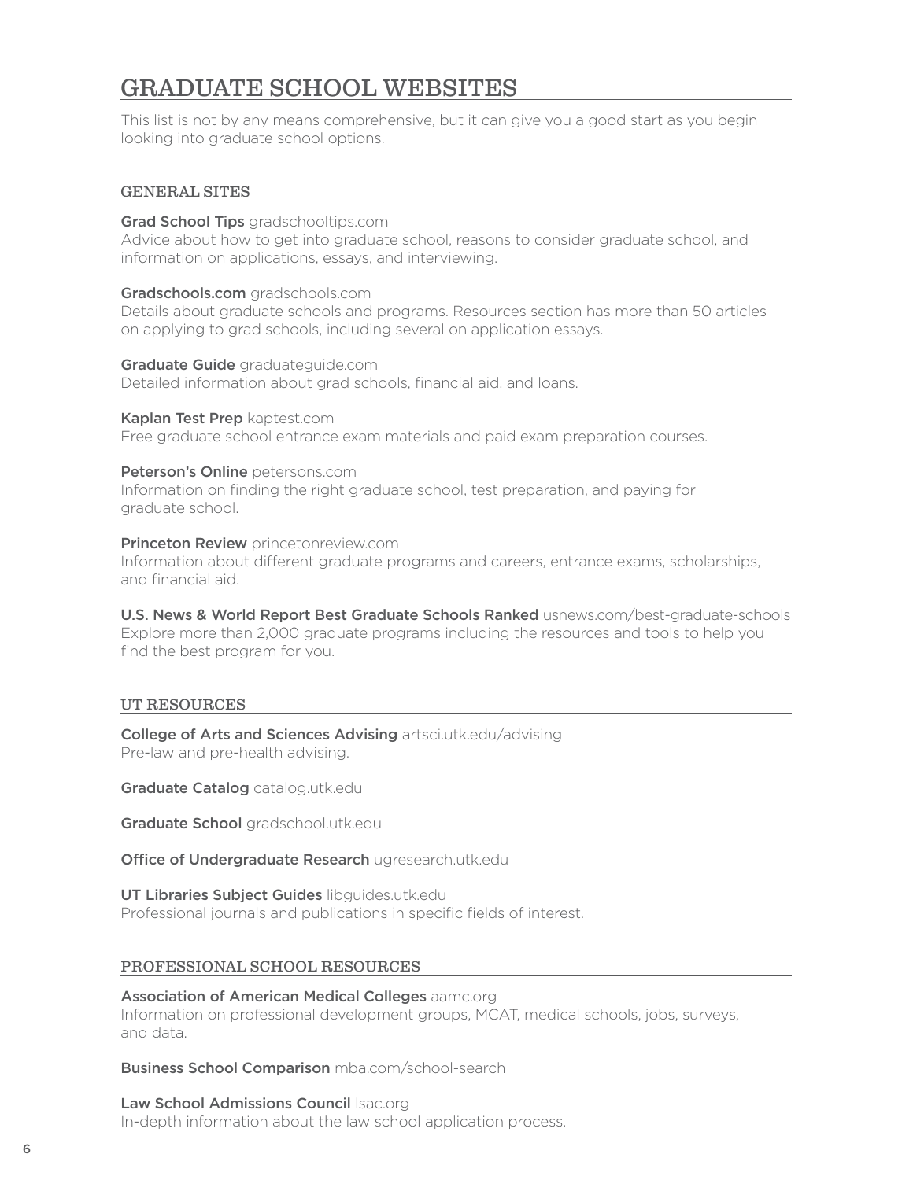# GRADUATE SCHOOL WEBSITES

This list is not by any means comprehensive, but it can give you a good start as you begin looking into graduate school options.

## GENERAL SITES

**Grad School Tips** gradschooltips.com
Advice about how to get into graduate school, reasons to consider graduate school, and information on applications, essays, and interviewing.

**Gradschools.com** gradschools.com
Details about graduate schools and programs. Resources section has more than 50 articles on applying to grad schools, including several on application essays.

**Graduate Guide** graduateguide.com
Detailed information about grad schools, financial aid, and loans.

**Kaplan Test Prep** kaptest.com
Free graduate school entrance exam materials and paid exam preparation courses.

**Peterson's Online** petersons.com
Information on finding the right graduate school, test preparation, and paying for graduate school.

**Princeton Review** princetonreview.com
Information about different graduate programs and careers, entrance exams, scholarships, and financial aid.

**U.S. News & World Report Best Graduate Schools Ranked** usnews.com/best-graduate-schools
Explore more than 2,000 graduate programs including the resources and tools to help you find the best program for you.

## UT RESOURCES

**College of Arts and Sciences Advising** artsci.utk.edu/advising
Pre-law and pre-health advising.

**Graduate Catalog** catalog.utk.edu

**Graduate School** gradschool.utk.edu

**Office of Undergraduate Research** ugresearch.utk.edu

**UT Libraries Subject Guides** libguides.utk.edu
Professional journals and publications in specific fields of interest.

## PROFESSIONAL SCHOOL RESOURCES

**Association of American Medical Colleges** aamc.org
Information on professional development groups, MCAT, medical schools, jobs, surveys, and data.

**Business School Comparison** mba.com/school-search

**Law School Admissions Council** lsac.org
In-depth information about the law school application process.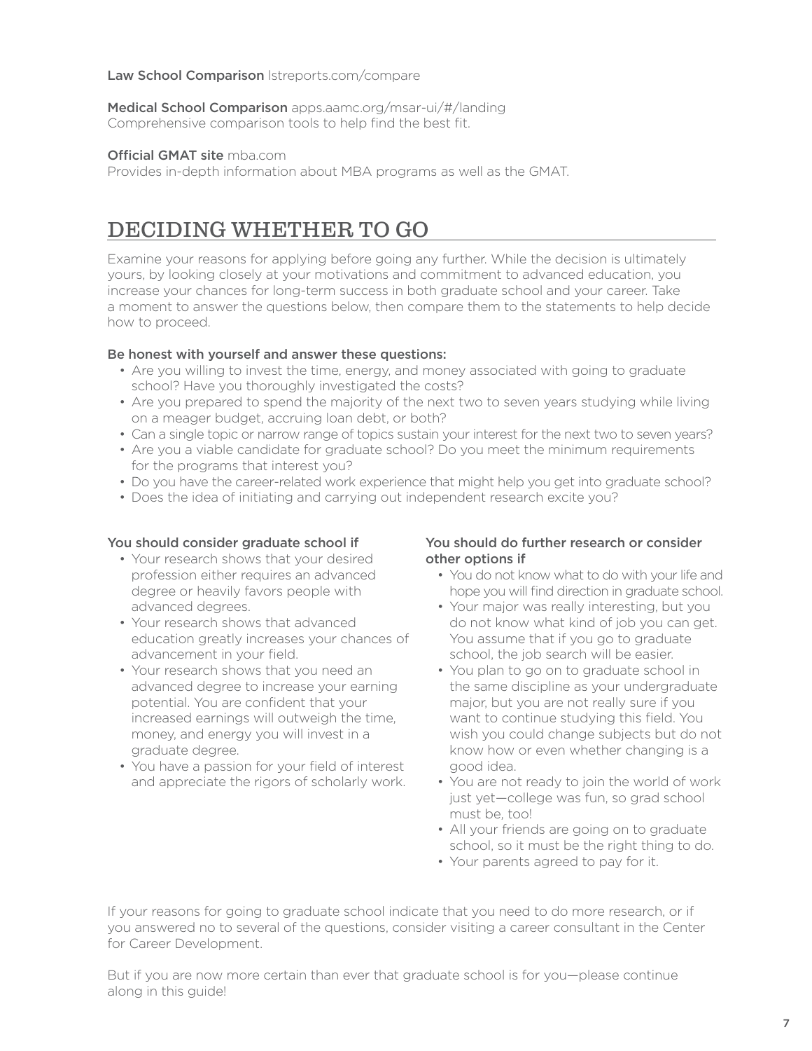**Law School Comparison** lstreports.com/compare

**Medical School Comparison** apps.aamc.org/msar-ui/#/landing
Comprehensive comparison tools to help find the best fit.

**Official GMAT site** mba.com
Provides in-depth information about MBA programs as well as the GMAT.

## DECIDING WHETHER TO GO

Examine your reasons for applying before going any further. While the decision is ultimately yours, by looking closely at your motivations and commitment to advanced education, you increase your chances for long-term success in both graduate school and your career. Take a moment to answer the questions below, then compare them to the statements to help decide how to proceed.

**Be honest with yourself and answer these questions:**

- Are you willing to invest the time, energy, and money associated with going to graduate school? Have you thoroughly investigated the costs?
- Are you prepared to spend the majority of the next two to seven years studying while living on a meager budget, accruing loan debt, or both?
- Can a single topic or narrow range of topics sustain your interest for the next two to seven years?
- Are you a viable candidate for graduate school? Do you meet the minimum requirements for the programs that interest you?
- Do you have the career-related work experience that might help you get into graduate school?
- Does the idea of initiating and carrying out independent research excite you?

**You should consider graduate school if**

- Your research shows that your desired profession either requires an advanced degree or heavily favors people with advanced degrees.
- Your research shows that advanced education greatly increases your chances of advancement in your field.
- Your research shows that you need an advanced degree to increase your earning potential. You are confident that your increased earnings will outweigh the time, money, and energy you will invest in a graduate degree.
- You have a passion for your field of interest and appreciate the rigors of scholarly work.

**You should do further research or consider other options if**

- You do not know what to do with your life and hope you will find direction in graduate school.
- Your major was really interesting, but you do not know what kind of job you can get. You assume that if you go to graduate school, the job search will be easier.
- You plan to go on to graduate school in the same discipline as your undergraduate major, but you are not really sure if you want to continue studying this field. You wish you could change subjects but do not know how or even whether changing is a good idea.
- You are not ready to join the world of work just yet—college was fun, so grad school must be, too!
- All your friends are going on to graduate school, so it must be the right thing to do.
- Your parents agreed to pay for it.

If your reasons for going to graduate school indicate that you need to do more research, or if you answered no to several of the questions, consider visiting a career consultant in the Center for Career Development.

But if you are now more certain than ever that graduate school is for you—please continue along in this guide!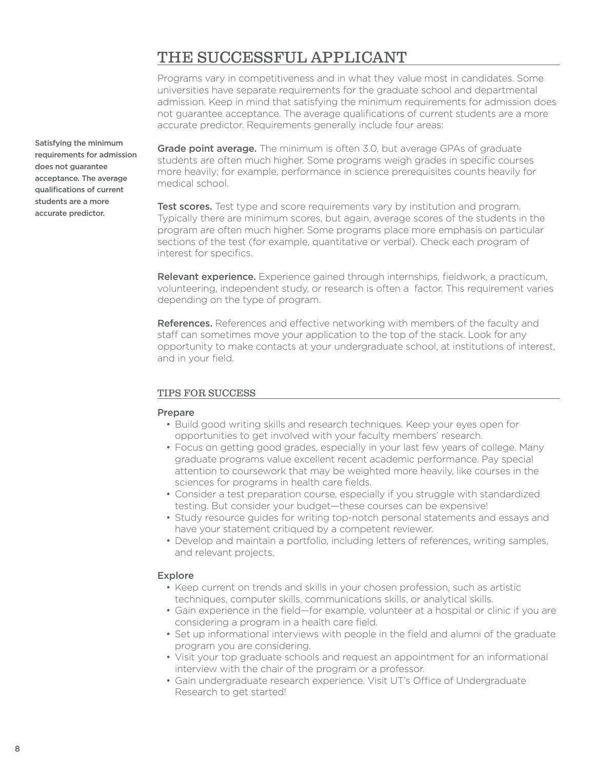# THE SUCCESSFUL APPLICANT

Programs vary in competitiveness and in what they value most in candidates. Some universities have separate requirements for the graduate school and departmental admission. Keep in mind that satisfying the minimum requirements for admission does not guarantee acceptance. The average qualifications of current students are a more accurate predictor. Requirements generally include four areas:

**Satisfying the minimum requirements for admission does not guarantee acceptance. The average qualifications of current students are a more accurate predictor.**

**Grade point average.** The minimum is often 3.0, but average GPAs of graduate students are often much higher. Some programs weigh grades in specific courses more heavily; for example, performance in science prerequisites counts heavily for medical school.

**Test scores.** Test type and score requirements vary by institution and program. Typically there are minimum scores, but again, average scores of the students in the program are often much higher. Some programs place more emphasis on particular sections of the test (for example, quantitative or verbal). Check each program of interest for specifics.

**Relevant experience.** Experience gained through internships, fieldwork, a practicum, volunteering, independent study, or research is often a factor. This requirement varies depending on the type of program.

**References.** References and effective networking with members of the faculty and staff can sometimes move your application to the top of the stack. Look for any opportunity to make contacts at your undergraduate school, at institutions of interest, and in your field.

## TIPS FOR SUCCESS

### Prepare

- Build good writing skills and research techniques. Keep your eyes open for opportunities to get involved with your faculty members' research.
- Focus on getting good grades, especially in your last few years of college. Many graduate programs value excellent recent academic performance. Pay special attention to coursework that may be weighted more heavily, like courses in the sciences for programs in health care fields.
- Consider a test preparation course, especially if you struggle with standardized testing. But consider your budget—these courses can be expensive!
- Study resource guides for writing top-notch personal statements and essays and have your statement critiqued by a competent reviewer.
- Develop and maintain a portfolio, including letters of references, writing samples, and relevant projects.

### Explore

- Keep current on trends and skills in your chosen profession, such as artistic techniques, computer skills, communications skills, or analytical skills.
- Gain experience in the field—for example, volunteer at a hospital or clinic if you are considering a program in a health care field.
- Set up informational interviews with people in the field and alumni of the graduate program you are considering.
- Visit your top graduate schools and request an appointment for an informational interview with the chair of the program or a professor.
- Gain undergraduate research experience. Visit UT's Office of Undergraduate Research to get started!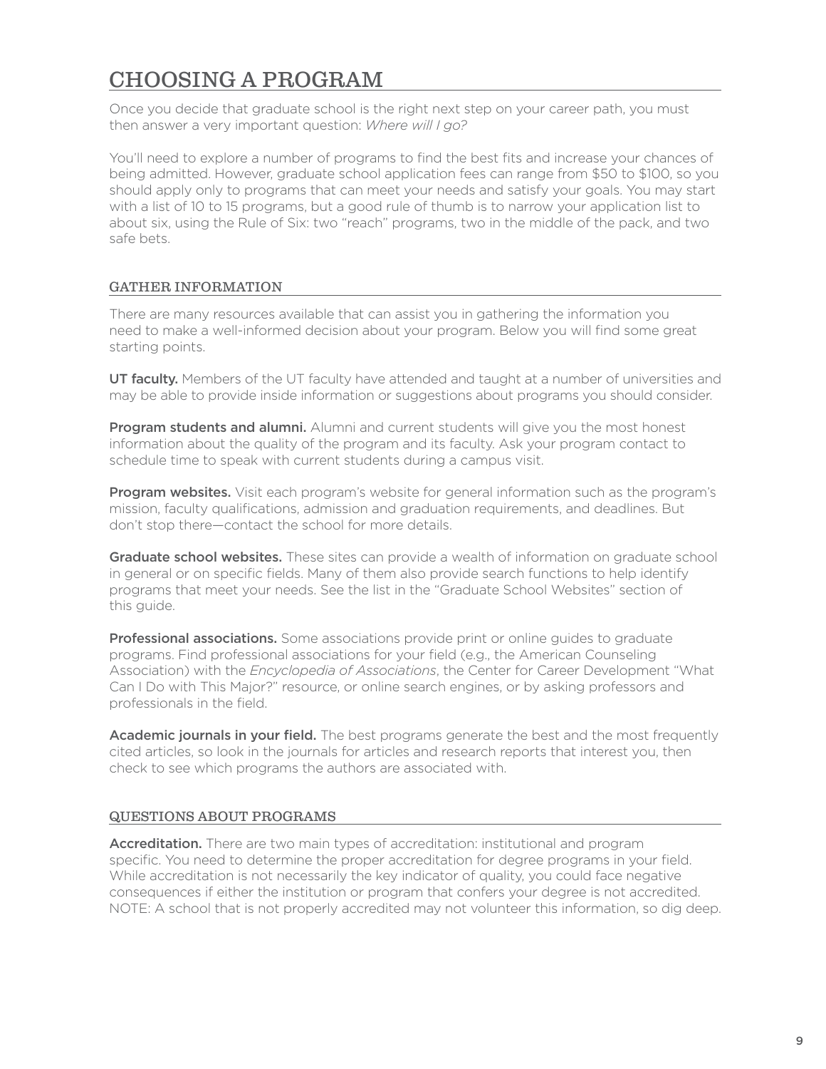# CHOOSING A PROGRAM

Once you decide that graduate school is the right next step on your career path, you must then answer a very important question: *Where will I go?*

You'll need to explore a number of programs to find the best fits and increase your chances of being admitted. However, graduate school application fees can range from $50 to $100, so you should apply only to programs that can meet your needs and satisfy your goals. You may start with a list of 10 to 15 programs, but a good rule of thumb is to narrow your application list to about six, using the Rule of Six: two "reach" programs, two in the middle of the pack, and two safe bets.

## GATHER INFORMATION

There are many resources available that can assist you in gathering the information you need to make a well-informed decision about your program. Below you will find some great starting points.

**UT faculty.** Members of the UT faculty have attended and taught at a number of universities and may be able to provide inside information or suggestions about programs you should consider.

**Program students and alumni.** Alumni and current students will give you the most honest information about the quality of the program and its faculty. Ask your program contact to schedule time to speak with current students during a campus visit.

**Program websites.** Visit each program's website for general information such as the program's mission, faculty qualifications, admission and graduation requirements, and deadlines. But don't stop there—contact the school for more details.

**Graduate school websites.** These sites can provide a wealth of information on graduate school in general or on specific fields. Many of them also provide search functions to help identify programs that meet your needs. See the list in the "Graduate School Websites" section of this guide.

**Professional associations.** Some associations provide print or online guides to graduate programs. Find professional associations for your field (e.g., the American Counseling Association) with the *Encyclopedia of Associations*, the Center for Career Development "What Can I Do with This Major?" resource, or online search engines, or by asking professors and professionals in the field.

**Academic journals in your field.** The best programs generate the best and the most frequently cited articles, so look in the journals for articles and research reports that interest you, then check to see which programs the authors are associated with.

## QUESTIONS ABOUT PROGRAMS

**Accreditation.** There are two main types of accreditation: institutional and program specific. You need to determine the proper accreditation for degree programs in your field. While accreditation is not necessarily the key indicator of quality, you could face negative consequences if either the institution or program that confers your degree is not accredited. NOTE: A school that is not properly accredited may not volunteer this information, so dig deep.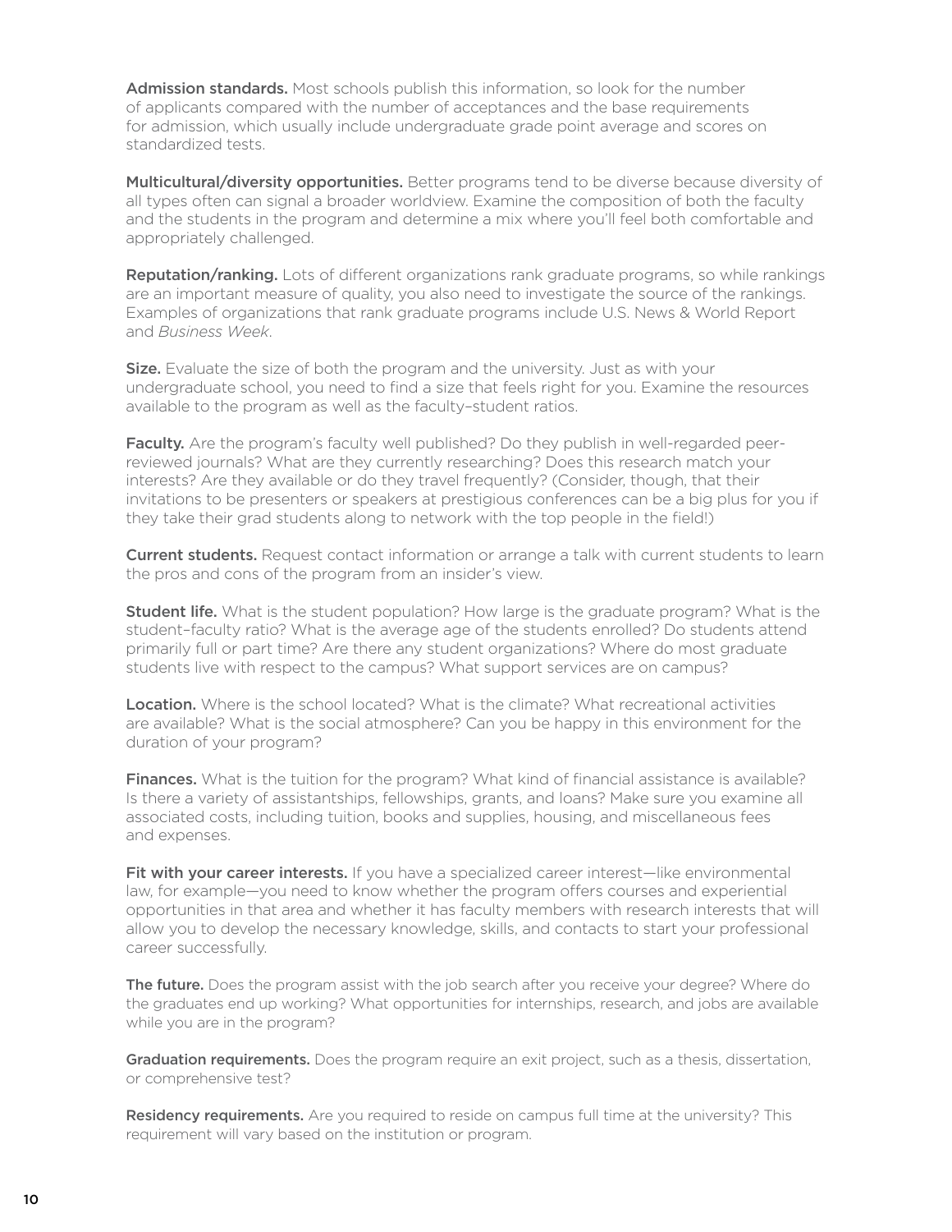**Admission standards.** Most schools publish this information, so look for the number of applicants compared with the number of acceptances and the base requirements for admission, which usually include undergraduate grade point average and scores on standardized tests.

**Multicultural/diversity opportunities.** Better programs tend to be diverse because diversity of all types often can signal a broader worldview. Examine the composition of both the faculty and the students in the program and determine a mix where you'll feel both comfortable and appropriately challenged.

**Reputation/ranking.** Lots of different organizations rank graduate programs, so while rankings are an important measure of quality, you also need to investigate the source of the rankings. Examples of organizations that rank graduate programs include U.S. News & World Report and *Business Week*.

**Size.** Evaluate the size of both the program and the university. Just as with your undergraduate school, you need to find a size that feels right for you. Examine the resources available to the program as well as the faculty–student ratios.

**Faculty.** Are the program's faculty well published? Do they publish in well-regarded peer-reviewed journals? What are they currently researching? Does this research match your interests? Are they available or do they travel frequently? (Consider, though, that their invitations to be presenters or speakers at prestigious conferences can be a big plus for you if they take their grad students along to network with the top people in the field!)

**Current students.** Request contact information or arrange a talk with current students to learn the pros and cons of the program from an insider's view.

**Student life.** What is the student population? How large is the graduate program? What is the student–faculty ratio? What is the average age of the students enrolled? Do students attend primarily full or part time? Are there any student organizations? Where do most graduate students live with respect to the campus? What support services are on campus?

**Location.** Where is the school located? What is the climate? What recreational activities are available? What is the social atmosphere? Can you be happy in this environment for the duration of your program?

**Finances.** What is the tuition for the program? What kind of financial assistance is available? Is there a variety of assistantships, fellowships, grants, and loans? Make sure you examine all associated costs, including tuition, books and supplies, housing, and miscellaneous fees and expenses.

**Fit with your career interests.** If you have a specialized career interest—like environmental law, for example—you need to know whether the program offers courses and experiential opportunities in that area and whether it has faculty members with research interests that will allow you to develop the necessary knowledge, skills, and contacts to start your professional career successfully.

**The future.** Does the program assist with the job search after you receive your degree? Where do the graduates end up working? What opportunities for internships, research, and jobs are available while you are in the program?

**Graduation requirements.** Does the program require an exit project, such as a thesis, dissertation, or comprehensive test?

**Residency requirements.** Are you required to reside on campus full time at the university? This requirement will vary based on the institution or program.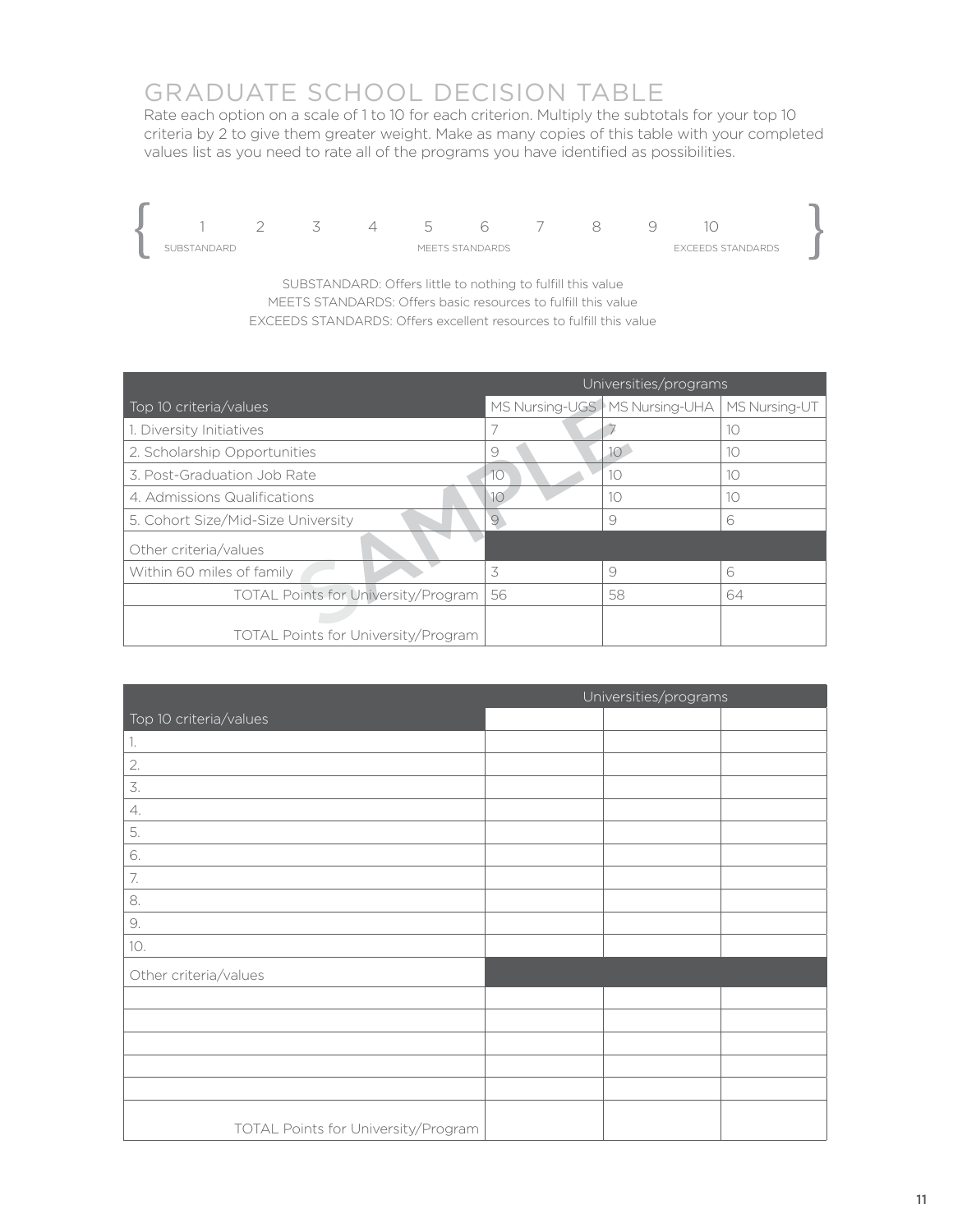# GRADUATE SCHOOL DECISION TABLE

Rate each option on a scale of 1 to 10 for each criterion. Multiply the subtotals for your top 10 criteria by 2 to give them greater weight. Make as many copies of this table with your completed values list as you need to rate all of the programs you have identified as possibilities.

{ 1 2 3 4 5 6 7 8 9 10 }

SUBSTANDARD — MEETS STANDARDS — EXCEEDS STANDARDS

SUBSTANDARD: Offers little to nothing to fulfill this value
MEETS STANDARDS: Offers basic resources to fulfill this value
EXCEEDS STANDARDS: Offers excellent resources to fulfill this value

| | Universities/programs | | |
|---|---|---|---|
| Top 10 criteria/values | MS Nursing-UGS | MS Nursing-UHA | MS Nursing-UT |
| 1. Diversity Initiatives | 7 | 7 | 10 |
| 2. Scholarship Opportunities | 9 | 10 | 10 |
| 3. Post-Graduation Job Rate | 10 | 10 | 10 |
| 4. Admissions Qualifications | 10 | 10 | 10 |
| 5. Cohort Size/Mid-Size University | 9 | 9 | 6 |
| Other criteria/values | | | |
| Within 60 miles of family | 3 | 9 | 6 |
| TOTAL Points for University/Program | 56 | 58 | 64 |
| TOTAL Points for University/Program | | | |

SAMPLE

| | Universities/programs | | |
|---|---|---|---|
| Top 10 criteria/values | | | |
| 1. | | | |
| 2. | | | |
| 3. | | | |
| 4. | | | |
| 5. | | | |
| 6. | | | |
| 7. | | | |
| 8. | | | |
| 9. | | | |
| 10. | | | |
| Other criteria/values | | | |
| | | | |
| | | | |
| | | | |
| | | | |
| | | | |
| TOTAL Points for University/Program | | | |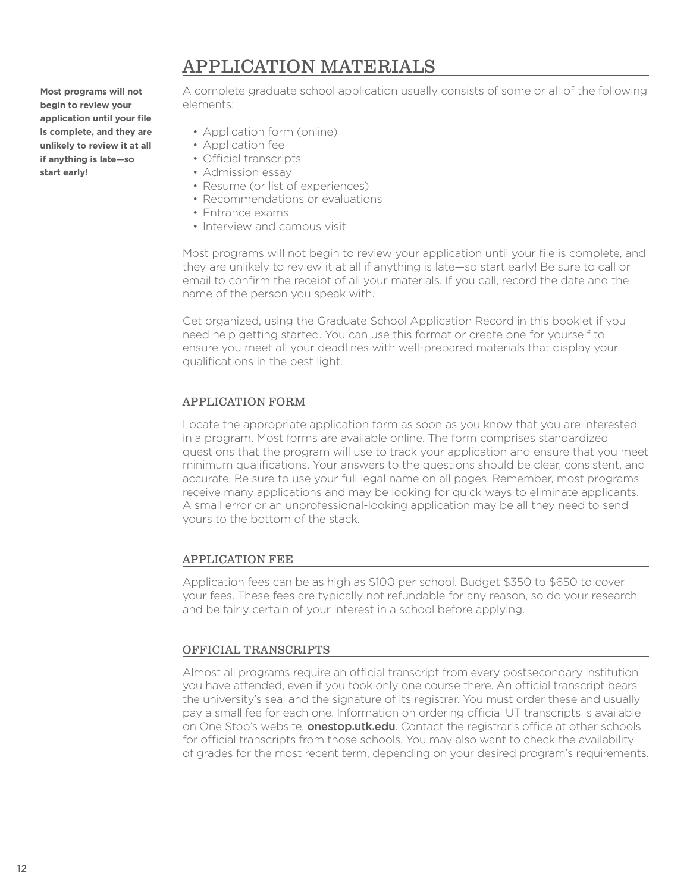# APPLICATION MATERIALS

**Most programs will not begin to review your application until your file is complete, and they are unlikely to review it at all if anything is late—so start early!**

A complete graduate school application usually consists of some or all of the following elements:

- Application form (online)
- Application fee
- Official transcripts
- Admission essay
- Resume (or list of experiences)
- Recommendations or evaluations
- Entrance exams
- Interview and campus visit

Most programs will not begin to review your application until your file is complete, and they are unlikely to review it at all if anything is late—so start early! Be sure to call or email to confirm the receipt of all your materials. If you call, record the date and the name of the person you speak with.

Get organized, using the Graduate School Application Record in this booklet if you need help getting started. You can use this format or create one for yourself to ensure you meet all your deadlines with well-prepared materials that display your qualifications in the best light.

## APPLICATION FORM

Locate the appropriate application form as soon as you know that you are interested in a program. Most forms are available online. The form comprises standardized questions that the program will use to track your application and ensure that you meet minimum qualifications. Your answers to the questions should be clear, consistent, and accurate. Be sure to use your full legal name on all pages. Remember, most programs receive many applications and may be looking for quick ways to eliminate applicants. A small error or an unprofessional-looking application may be all they need to send yours to the bottom of the stack.

## APPLICATION FEE

Application fees can be as high as $100 per school. Budget $350 to $650 to cover your fees. These fees are typically not refundable for any reason, so do your research and be fairly certain of your interest in a school before applying.

## OFFICIAL TRANSCRIPTS

Almost all programs require an official transcript from every postsecondary institution you have attended, even if you took only one course there. An official transcript bears the university's seal and the signature of its registrar. You must order these and usually pay a small fee for each one. Information on ordering official UT transcripts is available on One Stop's website, **onestop.utk.edu**. Contact the registrar's office at other schools for official transcripts from those schools. You may also want to check the availability of grades for the most recent term, depending on your desired program's requirements.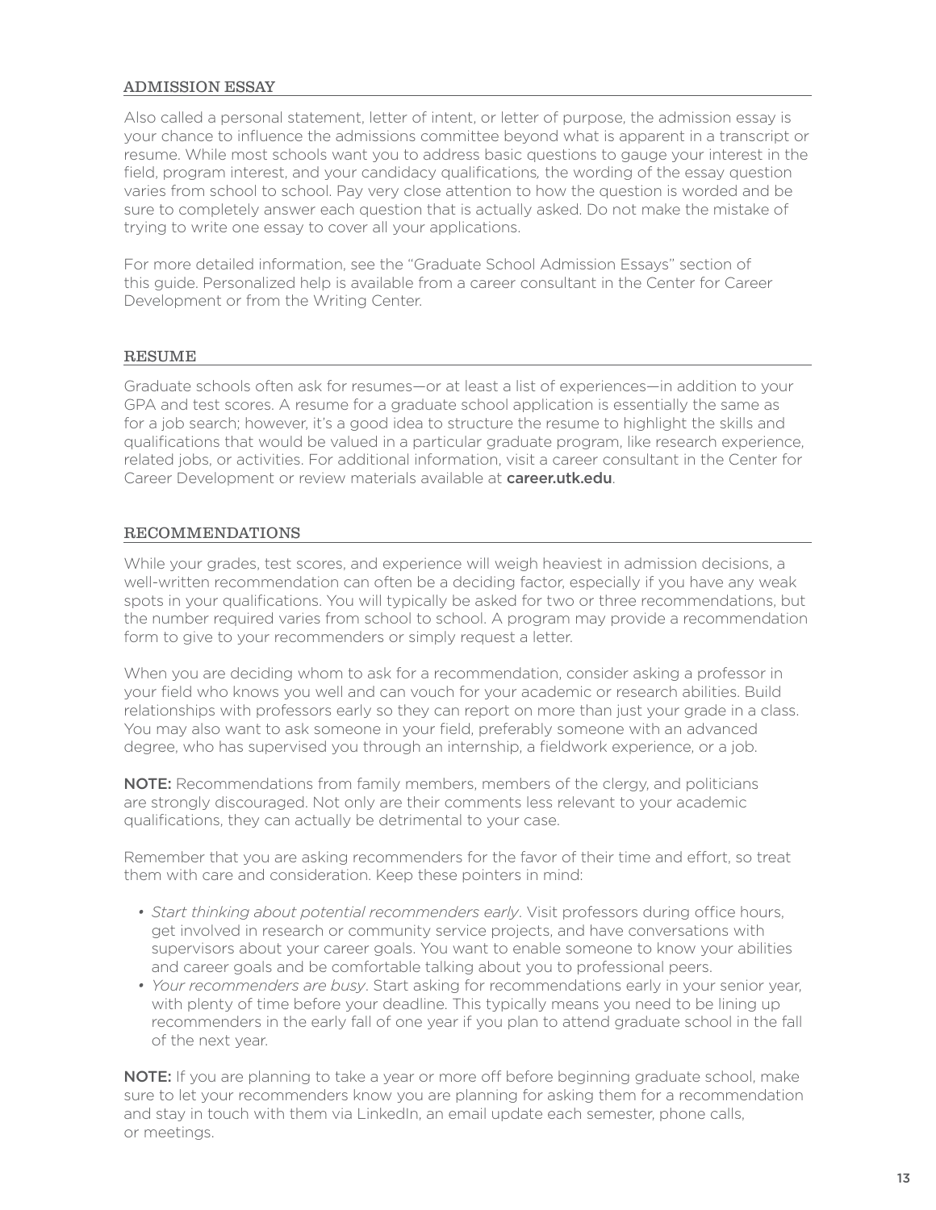## ADMISSION ESSAY

Also called a personal statement, letter of intent, or letter of purpose, the admission essay is your chance to influence the admissions committee beyond what is apparent in a transcript or resume. While most schools want you to address basic questions to gauge your interest in the field, program interest, and your candidacy qualifications, the wording of the essay question varies from school to school. Pay very close attention to how the question is worded and be sure to completely answer each question that is actually asked. Do not make the mistake of trying to write one essay to cover all your applications.

For more detailed information, see the "Graduate School Admission Essays" section of this guide. Personalized help is available from a career consultant in the Center for Career Development or from the Writing Center.

## RESUME

Graduate schools often ask for resumes—or at least a list of experiences—in addition to your GPA and test scores. A resume for a graduate school application is essentially the same as for a job search; however, it's a good idea to structure the resume to highlight the skills and qualifications that would be valued in a particular graduate program, like research experience, related jobs, or activities. For additional information, visit a career consultant in the Center for Career Development or review materials available at **career.utk.edu**.

## RECOMMENDATIONS

While your grades, test scores, and experience will weigh heaviest in admission decisions, a well-written recommendation can often be a deciding factor, especially if you have any weak spots in your qualifications. You will typically be asked for two or three recommendations, but the number required varies from school to school. A program may provide a recommendation form to give to your recommenders or simply request a letter.

When you are deciding whom to ask for a recommendation, consider asking a professor in your field who knows you well and can vouch for your academic or research abilities. Build relationships with professors early so they can report on more than just your grade in a class. You may also want to ask someone in your field, preferably someone with an advanced degree, who has supervised you through an internship, a fieldwork experience, or a job.

**NOTE:** Recommendations from family members, members of the clergy, and politicians are strongly discouraged. Not only are their comments less relevant to your academic qualifications, they can actually be detrimental to your case.

Remember that you are asking recommenders for the favor of their time and effort, so treat them with care and consideration. Keep these pointers in mind:

- *Start thinking about potential recommenders early*. Visit professors during office hours, get involved in research or community service projects, and have conversations with supervisors about your career goals. You want to enable someone to know your abilities and career goals and be comfortable talking about you to professional peers.
- *Your recommenders are busy*. Start asking for recommendations early in your senior year, with plenty of time before your deadline. This typically means you need to be lining up recommenders in the early fall of one year if you plan to attend graduate school in the fall of the next year.

**NOTE:** If you are planning to take a year or more off before beginning graduate school, make sure to let your recommenders know you are planning for asking them for a recommendation and stay in touch with them via LinkedIn, an email update each semester, phone calls, or meetings.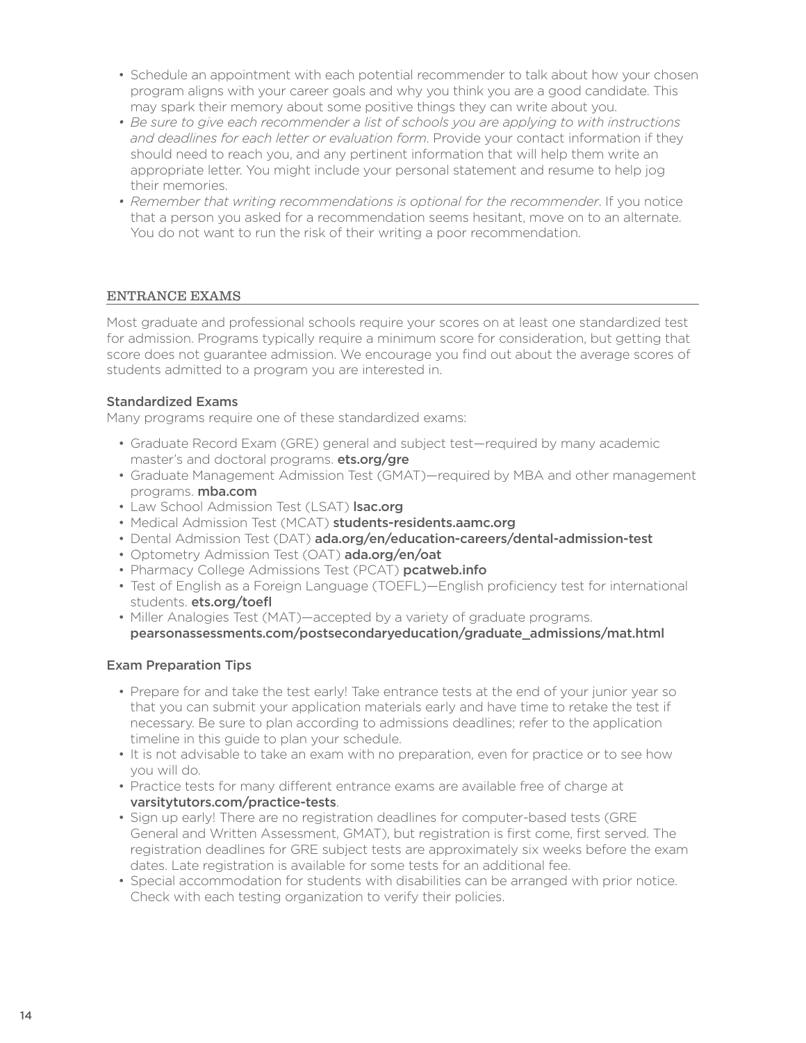- Schedule an appointment with each potential recommender to talk about how your chosen program aligns with your career goals and why you think you are a good candidate. This may spark their memory about some positive things they can write about you.
- *Be sure to give each recommender a list of schools you are applying to with instructions and deadlines for each letter or evaluation form*. Provide your contact information if they should need to reach you, and any pertinent information that will help them write an appropriate letter. You might include your personal statement and resume to help jog their memories.
- *Remember that writing recommendations is optional for the recommender*. If you notice that a person you asked for a recommendation seems hesitant, move on to an alternate. You do not want to run the risk of their writing a poor recommendation.

## ENTRANCE EXAMS

Most graduate and professional schools require your scores on at least one standardized test for admission. Programs typically require a minimum score for consideration, but getting that score does not guarantee admission. We encourage you find out about the average scores of students admitted to a program you are interested in.

### Standardized Exams

Many programs require one of these standardized exams:

- Graduate Record Exam (GRE) general and subject test—required by many academic master's and doctoral programs. **ets.org/gre**
- Graduate Management Admission Test (GMAT)—required by MBA and other management programs. **mba.com**
- Law School Admission Test (LSAT) **lsac.org**
- Medical Admission Test (MCAT) **students-residents.aamc.org**
- Dental Admission Test (DAT) **ada.org/en/education-careers/dental-admission-test**
- Optometry Admission Test (OAT) **ada.org/en/oat**
- Pharmacy College Admissions Test (PCAT) **pcatweb.info**
- Test of English as a Foreign Language (TOEFL)—English proficiency test for international students. **ets.org/toefl**
- Miller Analogies Test (MAT)—accepted by a variety of graduate programs. **pearsonassessments.com/postsecondaryeducation/graduate_admissions/mat.html**

### Exam Preparation Tips

- Prepare for and take the test early! Take entrance tests at the end of your junior year so that you can submit your application materials early and have time to retake the test if necessary. Be sure to plan according to admissions deadlines; refer to the application timeline in this guide to plan your schedule.
- It is not advisable to take an exam with no preparation, even for practice or to see how you will do.
- Practice tests for many different entrance exams are available free of charge at **varsitytutors.com/practice-tests**.
- Sign up early! There are no registration deadlines for computer-based tests (GRE General and Written Assessment, GMAT), but registration is first come, first served. The registration deadlines for GRE subject tests are approximately six weeks before the exam dates. Late registration is available for some tests for an additional fee.
- Special accommodation for students with disabilities can be arranged with prior notice. Check with each testing organization to verify their policies.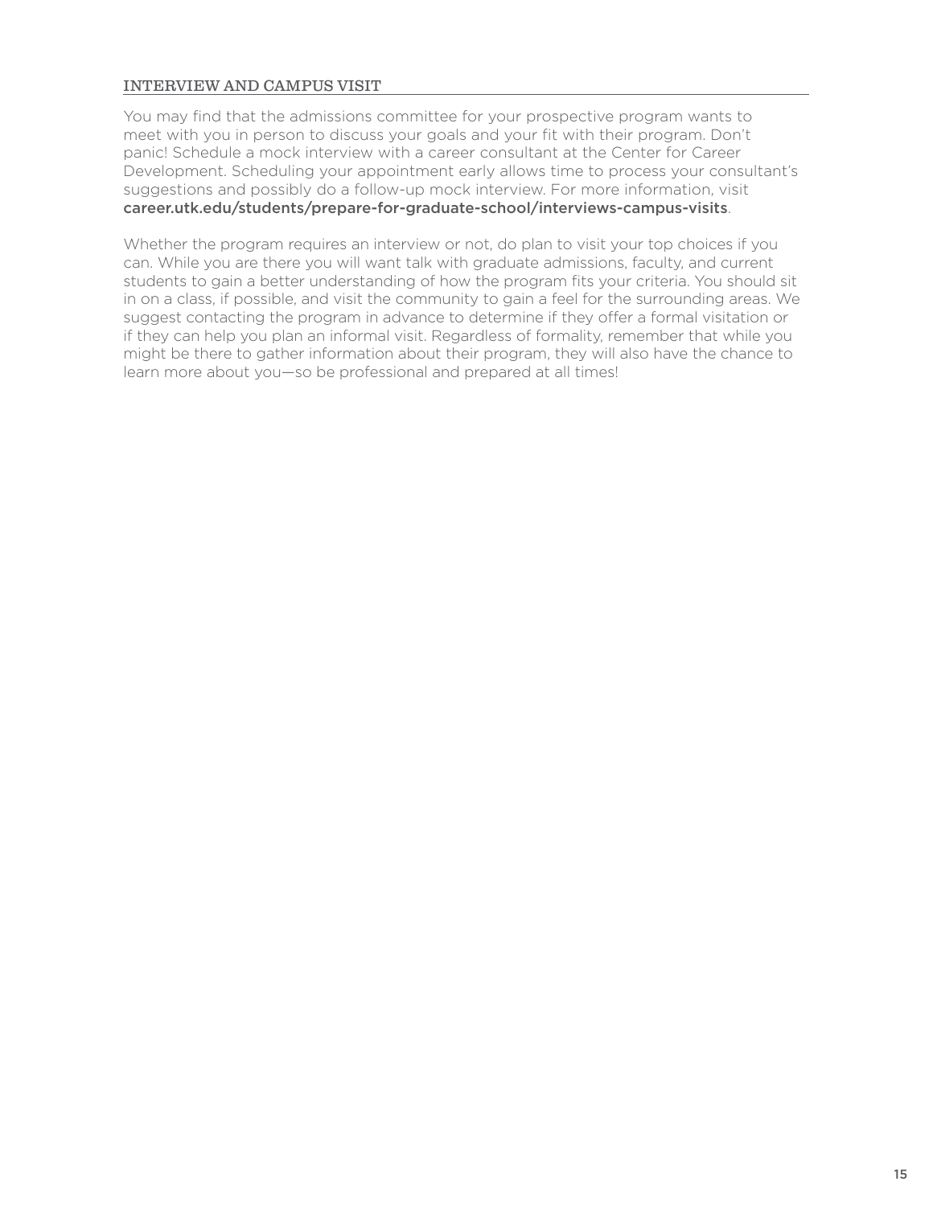## INTERVIEW AND CAMPUS VISIT

You may find that the admissions committee for your prospective program wants to meet with you in person to discuss your goals and your fit with their program. Don't panic! Schedule a mock interview with a career consultant at the Center for Career Development. Scheduling your appointment early allows time to process your consultant's suggestions and possibly do a follow-up mock interview. For more information, visit **career.utk.edu/students/prepare-for-graduate-school/interviews-campus-visits**.

Whether the program requires an interview or not, do plan to visit your top choices if you can. While you are there you will want talk with graduate admissions, faculty, and current students to gain a better understanding of how the program fits your criteria. You should sit in on a class, if possible, and visit the community to gain a feel for the surrounding areas. We suggest contacting the program in advance to determine if they offer a formal visitation or if they can help you plan an informal visit. Regardless of formality, remember that while you might be there to gather information about their program, they will also have the chance to learn more about you—so be professional and prepared at all times!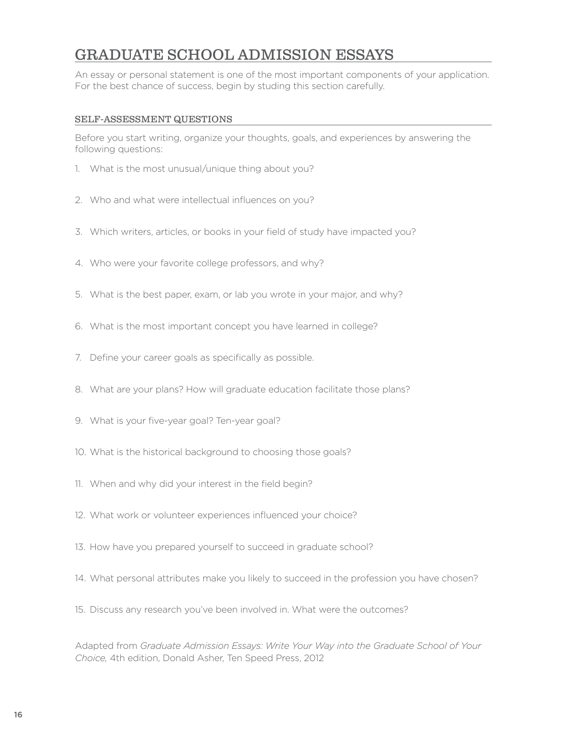# GRADUATE SCHOOL ADMISSION ESSAYS

An essay or personal statement is one of the most important components of your application. For the best chance of success, begin by studing this section carefully.

## SELF-ASSESSMENT QUESTIONS

Before you start writing, organize your thoughts, goals, and experiences by answering the following questions:

1. What is the most unusual/unique thing about you?
2. Who and what were intellectual influences on you?
3. Which writers, articles, or books in your field of study have impacted you?
4. Who were your favorite college professors, and why?
5. What is the best paper, exam, or lab you wrote in your major, and why?
6. What is the most important concept you have learned in college?
7. Define your career goals as specifically as possible.
8. What are your plans? How will graduate education facilitate those plans?
9. What is your five-year goal? Ten-year goal?
10. What is the historical background to choosing those goals?
11. When and why did your interest in the field begin?
12. What work or volunteer experiences influenced your choice?
13. How have you prepared yourself to succeed in graduate school?
14. What personal attributes make you likely to succeed in the profession you have chosen?
15. Discuss any research you've been involved in. What were the outcomes?

Adapted from *Graduate Admission Essays: Write Your Way into the Graduate School of Your Choice,* 4th edition, Donald Asher, Ten Speed Press, 2012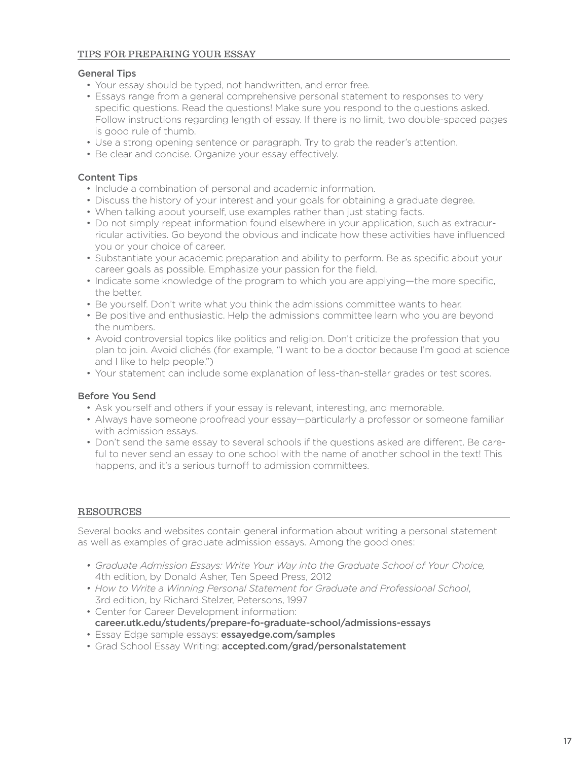## TIPS FOR PREPARING YOUR ESSAY

### General Tips

- Your essay should be typed, not handwritten, and error free.
- Essays range from a general comprehensive personal statement to responses to very specific questions. Read the questions! Make sure you respond to the questions asked. Follow instructions regarding length of essay. If there is no limit, two double-spaced pages is good rule of thumb.
- Use a strong opening sentence or paragraph. Try to grab the reader's attention.
- Be clear and concise. Organize your essay effectively.

### Content Tips

- Include a combination of personal and academic information.
- Discuss the history of your interest and your goals for obtaining a graduate degree.
- When talking about yourself, use examples rather than just stating facts.
- Do not simply repeat information found elsewhere in your application, such as extracurricular activities. Go beyond the obvious and indicate how these activities have influenced you or your choice of career.
- Substantiate your academic preparation and ability to perform. Be as specific about your career goals as possible. Emphasize your passion for the field.
- Indicate some knowledge of the program to which you are applying—the more specific, the better.
- Be yourself. Don't write what you think the admissions committee wants to hear.
- Be positive and enthusiastic. Help the admissions committee learn who you are beyond the numbers.
- Avoid controversial topics like politics and religion. Don't criticize the profession that you plan to join. Avoid clichés (for example, "I want to be a doctor because I'm good at science and I like to help people.")
- Your statement can include some explanation of less-than-stellar grades or test scores.

### Before You Send

- Ask yourself and others if your essay is relevant, interesting, and memorable.
- Always have someone proofread your essay—particularly a professor or someone familiar with admission essays.
- Don't send the same essay to several schools if the questions asked are different. Be careful to never send an essay to one school with the name of another school in the text! This happens, and it's a serious turnoff to admission committees.

## RESOURCES

Several books and websites contain general information about writing a personal statement as well as examples of graduate admission essays. Among the good ones:

- *Graduate Admission Essays: Write Your Way into the Graduate School of Your Choice,* 4th edition, by Donald Asher, Ten Speed Press, 2012
- *How to Write a Winning Personal Statement for Graduate and Professional School*, 3rd edition, by Richard Stelzer, Petersons, 1997
- Center for Career Development information: **career.utk.edu/students/prepare-fo-graduate-school/admissions-essays**
- Essay Edge sample essays: **essayedge.com/samples**
- Grad School Essay Writing: **accepted.com/grad/personalstatement**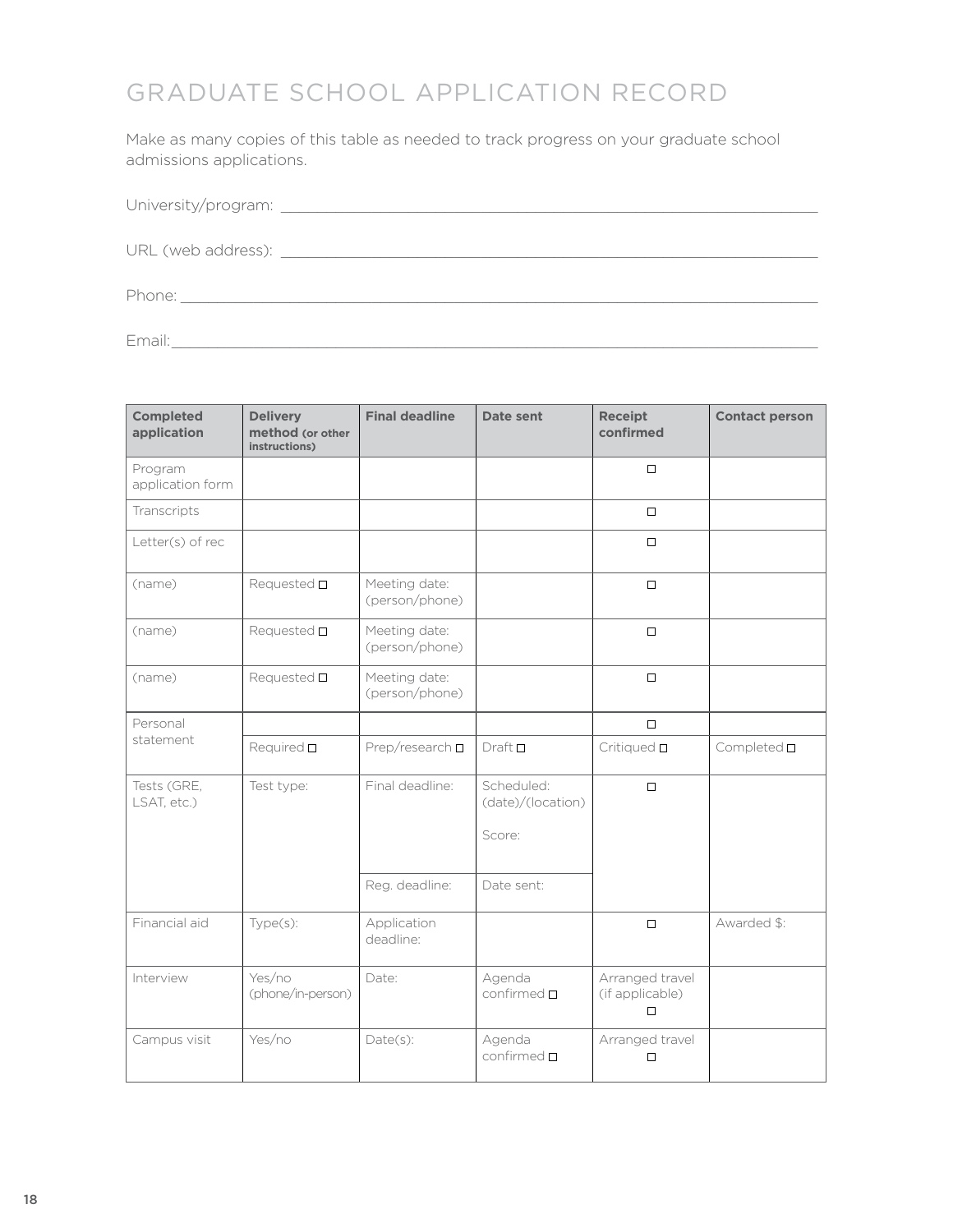# GRADUATE SCHOOL APPLICATION RECORD

Make as many copies of this table as needed to track progress on your graduate school admissions applications.

University/program: ____________________

URL (web address): ____________________

Phone: ____________________

Email: ____________________

| Completed application | Delivery method (or other instructions) | Final deadline | Date sent | Receipt confirmed | Contact person |
|---|---|---|---|---|---|
| Program application form | | | | ☐ | |
| Transcripts | | | | ☐ | |
| Letter(s) of rec | | | | ☐ | |
| (name) | Requested ☐ | Meeting date: (person/phone) | | ☐ | |
| (name) | Requested ☐ | Meeting date: (person/phone) | | ☐ | |
| (name) | Requested ☐ | Meeting date: (person/phone) | | ☐ | |
| Personal statement | | | | ☐ | |
| | Required ☐ | Prep/research ☐ | Draft ☐ | Critiqued ☐ | Completed ☐ |
| Tests (GRE, LSAT, etc.) | Test type: | Final deadline: | Scheduled: (date)/(location) Score: | ☐ | |
| | | Reg. deadline: | Date sent: | | |
| Financial aid | Type(s): | Application deadline: | | ☐ | Awarded $: |
| Interview | Yes/no (phone/in-person) | Date: | Agenda confirmed ☐ | Arranged travel (if applicable) ☐ | |
| Campus visit | Yes/no | Date(s): | Agenda confirmed ☐ | Arranged travel ☐ | |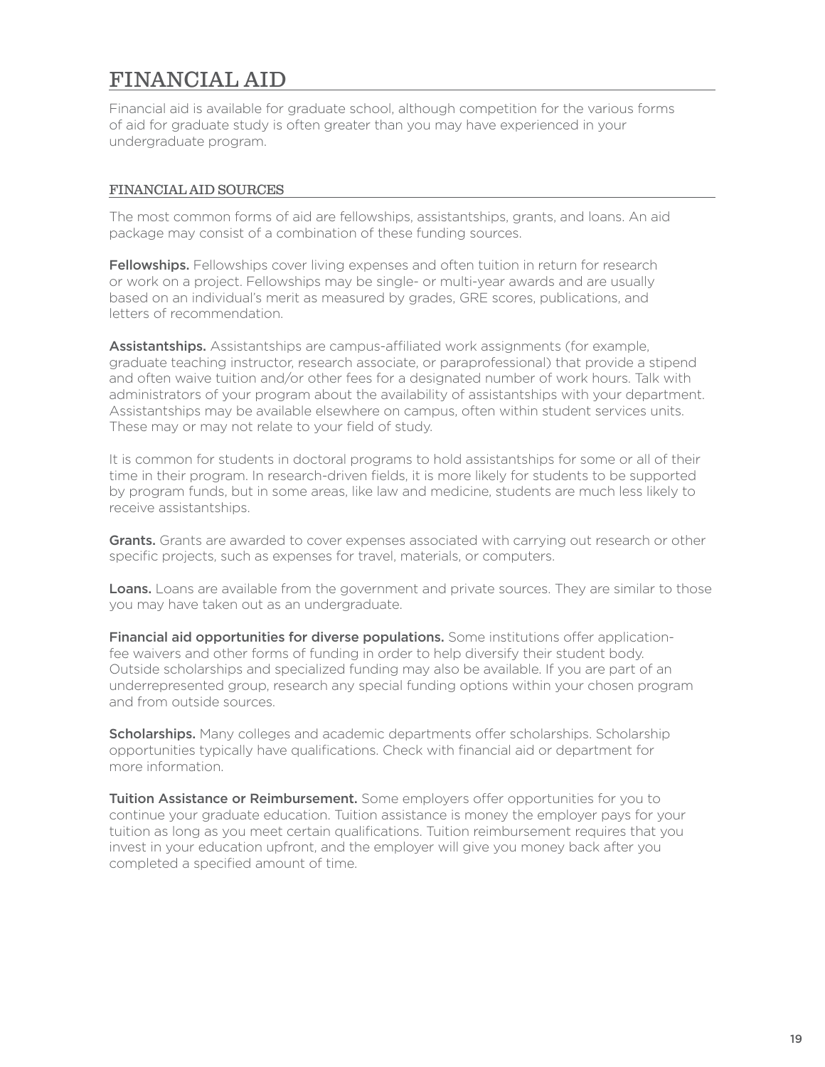# FINANCIAL AID

Financial aid is available for graduate school, although competition for the various forms of aid for graduate study is often greater than you may have experienced in your undergraduate program.

## FINANCIAL AID SOURCES

The most common forms of aid are fellowships, assistantships, grants, and loans. An aid package may consist of a combination of these funding sources.

**Fellowships.** Fellowships cover living expenses and often tuition in return for research or work on a project. Fellowships may be single- or multi-year awards and are usually based on an individual's merit as measured by grades, GRE scores, publications, and letters of recommendation.

**Assistantships.** Assistantships are campus-affiliated work assignments (for example, graduate teaching instructor, research associate, or paraprofessional) that provide a stipend and often waive tuition and/or other fees for a designated number of work hours. Talk with administrators of your program about the availability of assistantships with your department. Assistantships may be available elsewhere on campus, often within student services units. These may or may not relate to your field of study.

It is common for students in doctoral programs to hold assistantships for some or all of their time in their program. In research-driven fields, it is more likely for students to be supported by program funds, but in some areas, like law and medicine, students are much less likely to receive assistantships.

**Grants.** Grants are awarded to cover expenses associated with carrying out research or other specific projects, such as expenses for travel, materials, or computers.

**Loans.** Loans are available from the government and private sources. They are similar to those you may have taken out as an undergraduate.

**Financial aid opportunities for diverse populations.** Some institutions offer application-fee waivers and other forms of funding in order to help diversify their student body. Outside scholarships and specialized funding may also be available. If you are part of an underrepresented group, research any special funding options within your chosen program and from outside sources.

**Scholarships.** Many colleges and academic departments offer scholarships. Scholarship opportunities typically have qualifications. Check with financial aid or department for more information.

**Tuition Assistance or Reimbursement.** Some employers offer opportunities for you to continue your graduate education. Tuition assistance is money the employer pays for your tuition as long as you meet certain qualifications. Tuition reimbursement requires that you invest in your education upfront, and the employer will give you money back after you completed a specified amount of time.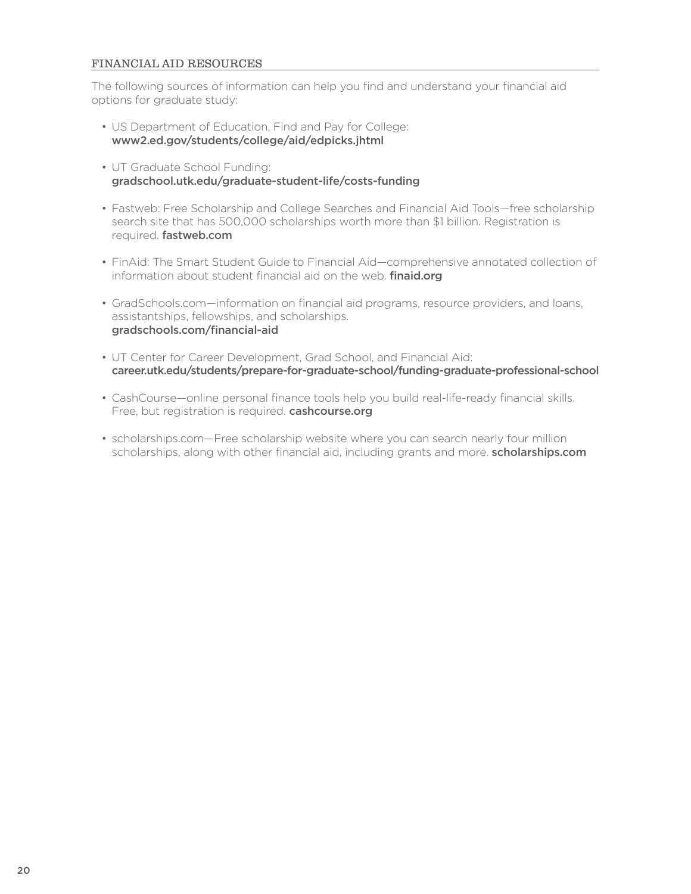## FINANCIAL AID RESOURCES

The following sources of information can help you find and understand your financial aid options for graduate study:

- US Department of Education, Find and Pay for College: **www2.ed.gov/students/college/aid/edpicks.jhtml**
- UT Graduate School Funding: **gradschool.utk.edu/graduate-student-life/costs-funding**
- Fastweb: Free Scholarship and College Searches and Financial Aid Tools—free scholarship search site that has 500,000 scholarships worth more than $1 billion. Registration is required. **fastweb.com**
- FinAid: The Smart Student Guide to Financial Aid—comprehensive annotated collection of information about student financial aid on the web. **finaid.org**
- GradSchools.com—information on financial aid programs, resource providers, and loans, assistantships, fellowships, and scholarships. **gradschools.com/financial-aid**
- UT Center for Career Development, Grad School, and Financial Aid: **career.utk.edu/students/prepare-for-graduate-school/funding-graduate-professional-school**
- CashCourse—online personal finance tools help you build real-life-ready financial skills. Free, but registration is required. **cashcourse.org**
- scholarships.com—Free scholarship website where you can search nearly four million scholarships, along with other financial aid, including grants and more. **scholarships.com**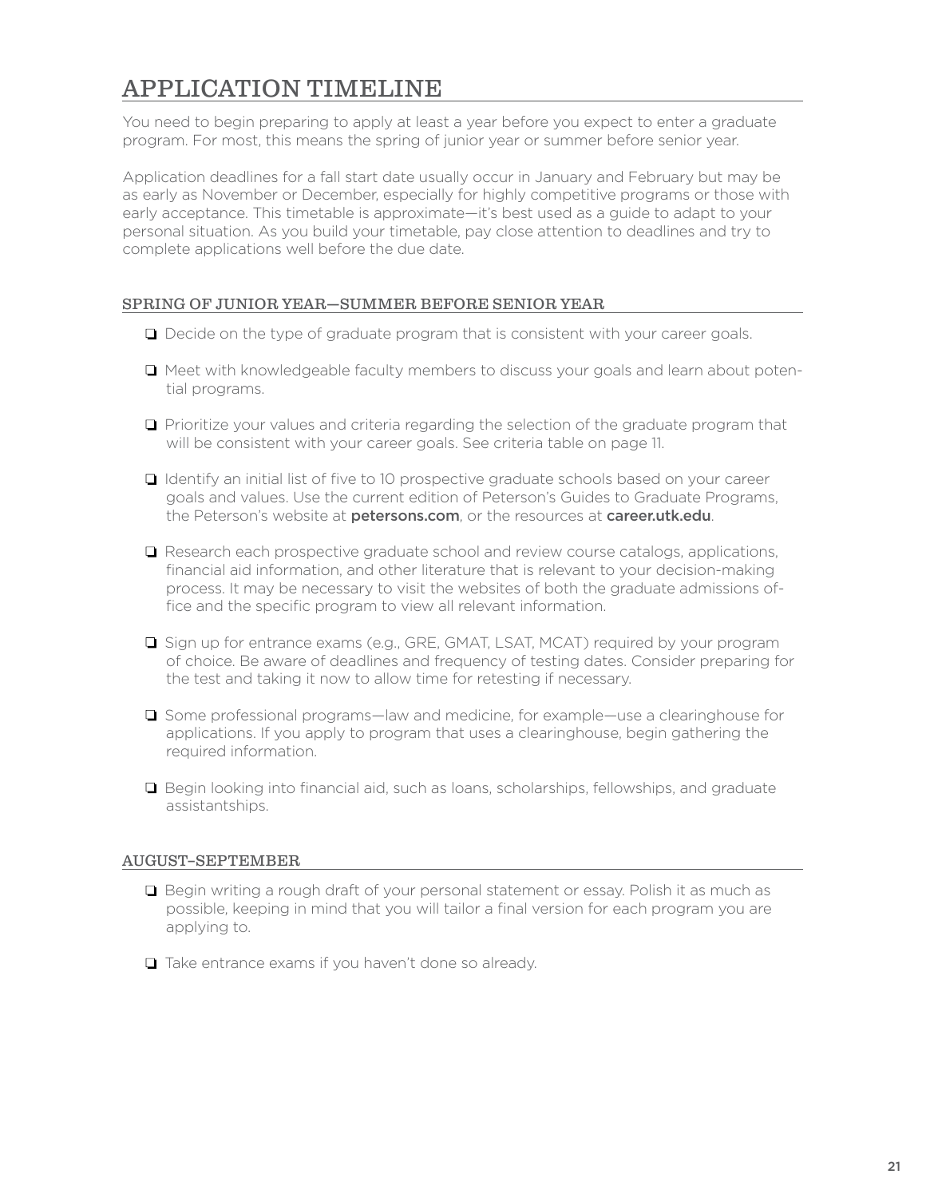# APPLICATION TIMELINE

You need to begin preparing to apply at least a year before you expect to enter a graduate program. For most, this means the spring of junior year or summer before senior year.

Application deadlines for a fall start date usually occur in January and February but may be as early as November or December, especially for highly competitive programs or those with early acceptance. This timetable is approximate—it's best used as a guide to adapt to your personal situation. As you build your timetable, pay close attention to deadlines and try to complete applications well before the due date.

## SPRING OF JUNIOR YEAR—SUMMER BEFORE SENIOR YEAR

- ❑ Decide on the type of graduate program that is consistent with your career goals.
- ❑ Meet with knowledgeable faculty members to discuss your goals and learn about potential programs.
- ❑ Prioritize your values and criteria regarding the selection of the graduate program that will be consistent with your career goals. See criteria table on page 11.
- ❑ Identify an initial list of five to 10 prospective graduate schools based on your career goals and values. Use the current edition of Peterson's Guides to Graduate Programs, the Peterson's website at **petersons.com**, or the resources at **career.utk.edu**.
- ❑ Research each prospective graduate school and review course catalogs, applications, financial aid information, and other literature that is relevant to your decision-making process. It may be necessary to visit the websites of both the graduate admissions office and the specific program to view all relevant information.
- ❑ Sign up for entrance exams (e.g., GRE, GMAT, LSAT, MCAT) required by your program of choice. Be aware of deadlines and frequency of testing dates. Consider preparing for the test and taking it now to allow time for retesting if necessary.
- ❑ Some professional programs—law and medicine, for example—use a clearinghouse for applications. If you apply to program that uses a clearinghouse, begin gathering the required information.
- ❑ Begin looking into financial aid, such as loans, scholarships, fellowships, and graduate assistantships.

## AUGUST–SEPTEMBER

- ❑ Begin writing a rough draft of your personal statement or essay. Polish it as much as possible, keeping in mind that you will tailor a final version for each program you are applying to.
- ❑ Take entrance exams if you haven't done so already.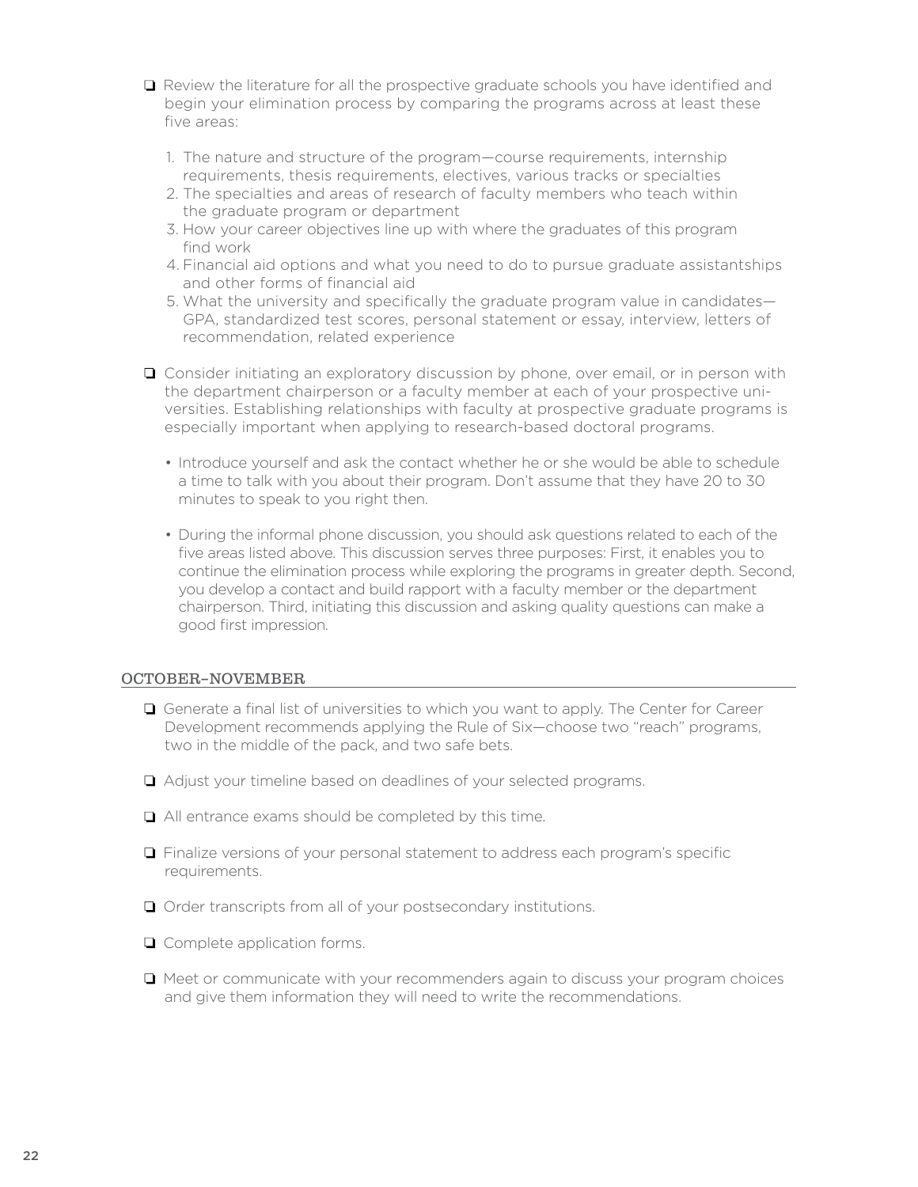- ❏ Review the literature for all the prospective graduate schools you have identified and begin your elimination process by comparing the programs across at least these five areas:

    1. The nature and structure of the program—course requirements, internship requirements, thesis requirements, electives, various tracks or specialties
    2. The specialties and areas of research of faculty members who teach within the graduate program or department
    3. How your career objectives line up with where the graduates of this program find work
    4. Financial aid options and what you need to do to pursue graduate assistantships and other forms of financial aid
    5. What the university and specifically the graduate program value in candidates—GPA, standardized test scores, personal statement or essay, interview, letters of recommendation, related experience

- ❏ Consider initiating an exploratory discussion by phone, over email, or in person with the department chairperson or a faculty member at each of your prospective universities. Establishing relationships with faculty at prospective graduate programs is especially important when applying to research-based doctoral programs.

    - Introduce yourself and ask the contact whether he or she would be able to schedule a time to talk with you about their program. Don't assume that they have 20 to 30 minutes to speak to you right then.

    - During the informal phone discussion, you should ask questions related to each of the five areas listed above. This discussion serves three purposes: First, it enables you to continue the elimination process while exploring the programs in greater depth. Second, you develop a contact and build rapport with a faculty member or the department chairperson. Third, initiating this discussion and asking quality questions can make a good first impression.

## OCTOBER–NOVEMBER

- ❏ Generate a final list of universities to which you want to apply. The Center for Career Development recommends applying the Rule of Six—choose two "reach" programs, two in the middle of the pack, and two safe bets.
- ❏ Adjust your timeline based on deadlines of your selected programs.
- ❏ All entrance exams should be completed by this time.
- ❏ Finalize versions of your personal statement to address each program's specific requirements.
- ❏ Order transcripts from all of your postsecondary institutions.
- ❏ Complete application forms.
- ❏ Meet or communicate with your recommenders again to discuss your program choices and give them information they will need to write the recommendations.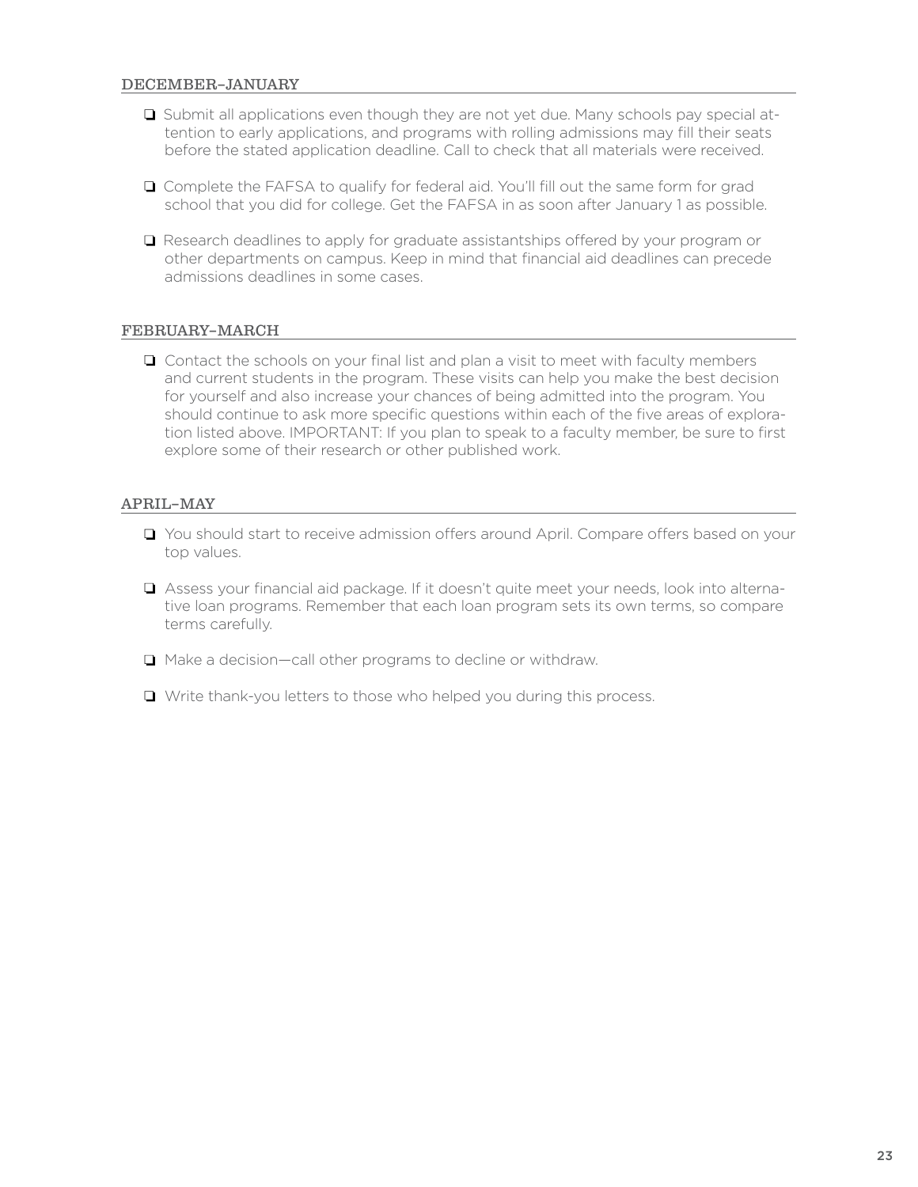## DECEMBER–JANUARY

- [ ] Submit all applications even though they are not yet due. Many schools pay special attention to early applications, and programs with rolling admissions may fill their seats before the stated application deadline. Call to check that all materials were received.
- [ ] Complete the FAFSA to qualify for federal aid. You'll fill out the same form for grad school that you did for college. Get the FAFSA in as soon after January 1 as possible.
- [ ] Research deadlines to apply for graduate assistantships offered by your program or other departments on campus. Keep in mind that financial aid deadlines can precede admissions deadlines in some cases.

## FEBRUARY–MARCH

- [ ] Contact the schools on your final list and plan a visit to meet with faculty members and current students in the program. These visits can help you make the best decision for yourself and also increase your chances of being admitted into the program. You should continue to ask more specific questions within each of the five areas of exploration listed above. IMPORTANT: If you plan to speak to a faculty member, be sure to first explore some of their research or other published work.

## APRIL–MAY

- [ ] You should start to receive admission offers around April. Compare offers based on your top values.
- [ ] Assess your financial aid package. If it doesn't quite meet your needs, look into alternative loan programs. Remember that each loan program sets its own terms, so compare terms carefully.
- [ ] Make a decision—call other programs to decline or withdraw.
- [ ] Write thank-you letters to those who helped you during this process.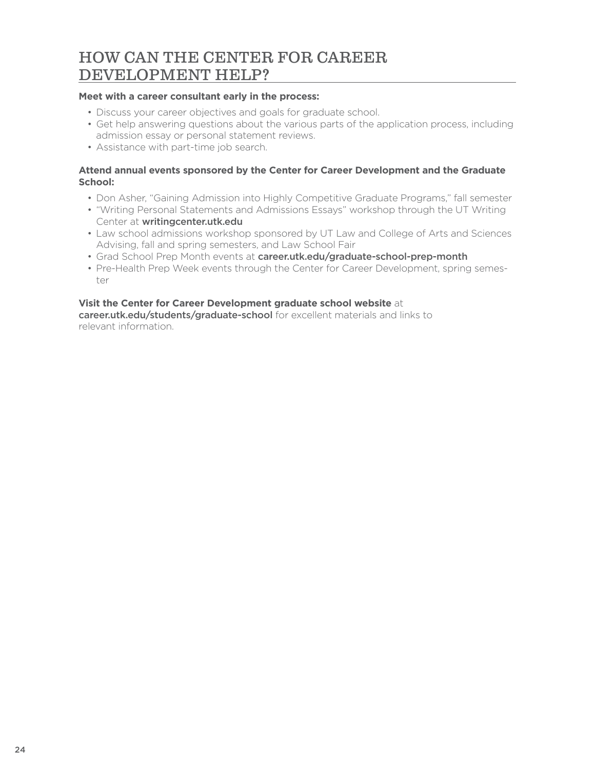## HOW CAN THE CENTER FOR CAREER DEVELOPMENT HELP?

**Meet with a career consultant early in the process:**

- Discuss your career objectives and goals for graduate school.
- Get help answering questions about the various parts of the application process, including admission essay or personal statement reviews.
- Assistance with part-time job search.

**Attend annual events sponsored by the Center for Career Development and the Graduate School:**

- Don Asher, "Gaining Admission into Highly Competitive Graduate Programs," fall semester
- "Writing Personal Statements and Admissions Essays" workshop through the UT Writing Center at **writingcenter.utk.edu**
- Law school admissions workshop sponsored by UT Law and College of Arts and Sciences Advising, fall and spring semesters, and Law School Fair
- Grad School Prep Month events at **career.utk.edu/graduate-school-prep-month**
- Pre-Health Prep Week events through the Center for Career Development, spring semester

**Visit the Center for Career Development graduate school website** at **career.utk.edu/students/graduate-school** for excellent materials and links to relevant information.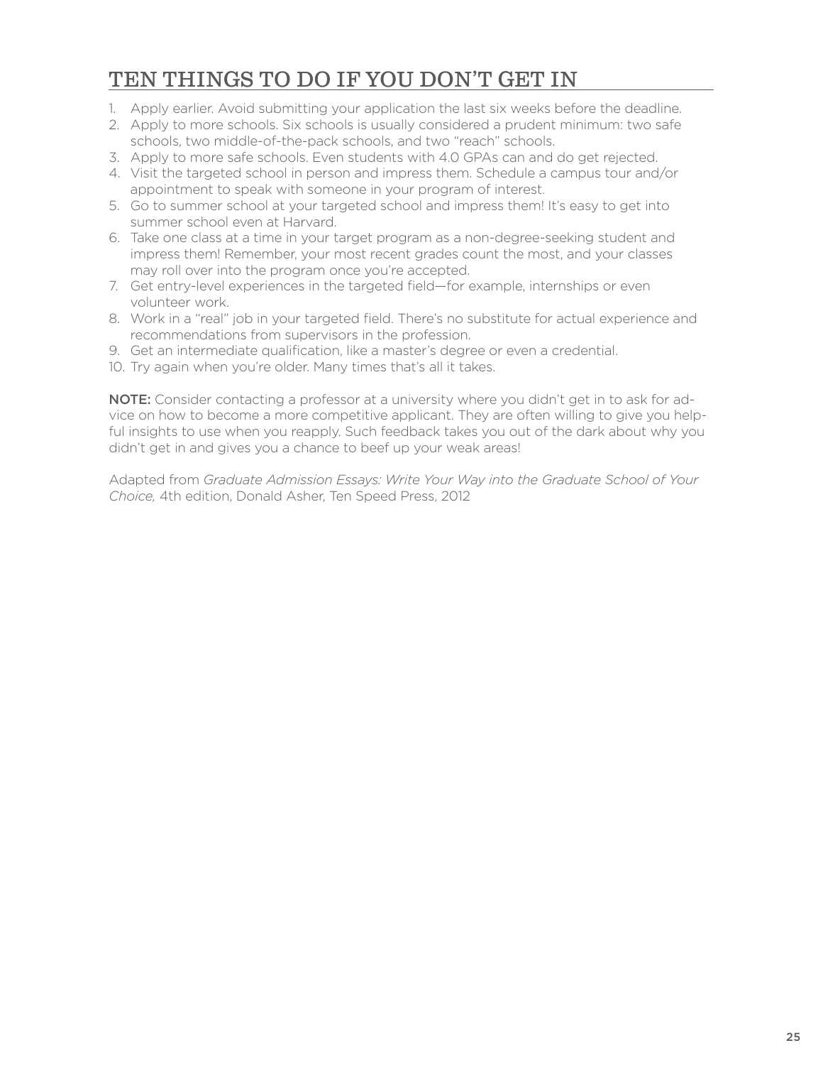## TEN THINGS TO DO IF YOU DON'T GET IN

1. Apply earlier. Avoid submitting your application the last six weeks before the deadline.
2. Apply to more schools. Six schools is usually considered a prudent minimum: two safe schools, two middle-of-the-pack schools, and two "reach" schools.
3. Apply to more safe schools. Even students with 4.0 GPAs can and do get rejected.
4. Visit the targeted school in person and impress them. Schedule a campus tour and/or appointment to speak with someone in your program of interest.
5. Go to summer school at your targeted school and impress them! It's easy to get into summer school even at Harvard.
6. Take one class at a time in your target program as a non-degree-seeking student and impress them! Remember, your most recent grades count the most, and your classes may roll over into the program once you're accepted.
7. Get entry-level experiences in the targeted field—for example, internships or even volunteer work.
8. Work in a "real" job in your targeted field. There's no substitute for actual experience and recommendations from supervisors in the profession.
9. Get an intermediate qualification, like a master's degree or even a credential.
10. Try again when you're older. Many times that's all it takes.

**NOTE:** Consider contacting a professor at a university where you didn't get in to ask for advice on how to become a more competitive applicant. They are often willing to give you helpful insights to use when you reapply. Such feedback takes you out of the dark about why you didn't get in and gives you a chance to beef up your weak areas!

Adapted from *Graduate Admission Essays: Write Your Way into the Graduate School of Your Choice,* 4th edition, Donald Asher, Ten Speed Press, 2012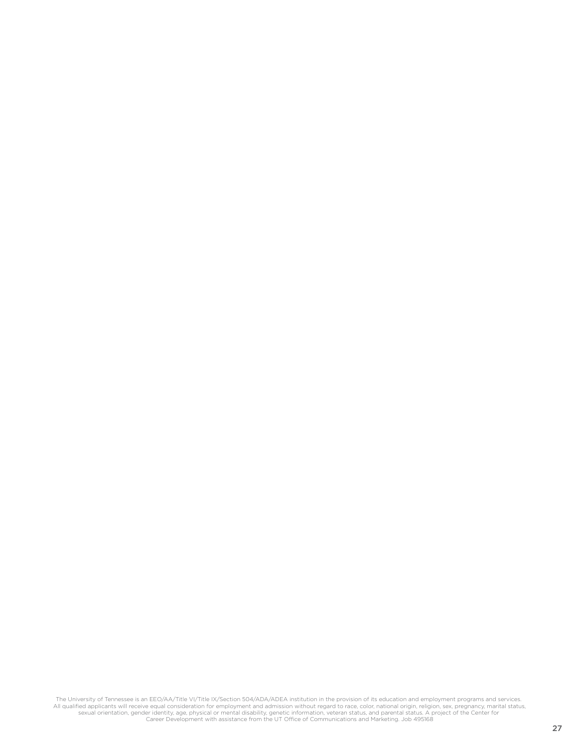The University of Tennessee is an EEO/AA/Title VI/Title IX/Section 504/ADA/ADEA institution in the provision of its education and employment programs and services. All qualified applicants will receive equal consideration for employment and admission without regard to race, color, national origin, religion, sex, pregnancy, marital status, sexual orientation, gender identity, age, physical or mental disability, genetic information, veteran status, and parental status. A project of the Center for Career Development with assistance from the UT Office of Communications and Marketing. Job 495168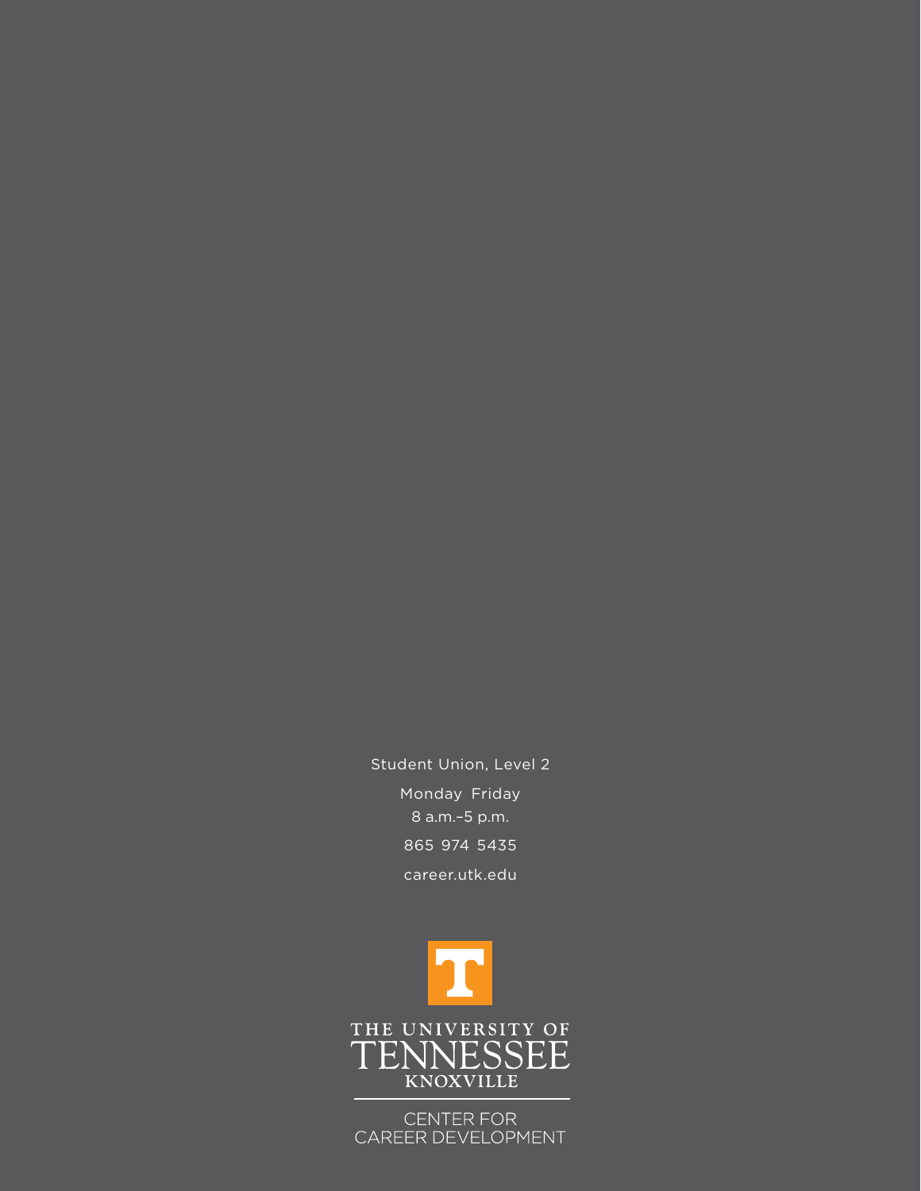Student Union, Level 2

Monday  Friday

8 a.m.–5 p.m.

865 974 5435

career.utk.edu

THE UNIVERSITY OF
TENNESSEE
KNOXVILLE

CENTER FOR
CAREER DEVELOPMENT